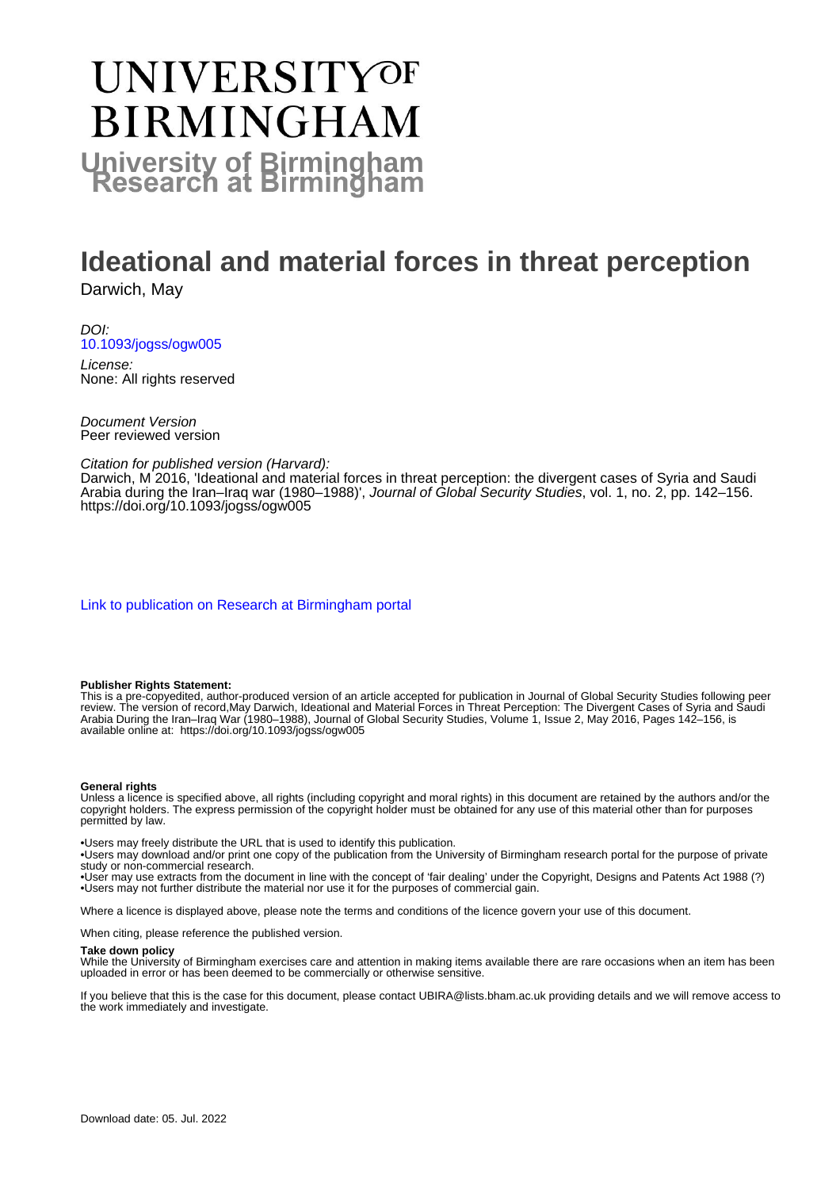# UNIVERSITY OF BIRMINGHAM

**University of Birmingham Research at Birmingham**

# Ideational and material forces in threat perception

Darwich, May

*DOI:*
10.1093/jogss/ogw005

*License:*
None: All rights reserved

*Document Version*
Peer reviewed version

*Citation for published version (Harvard):*
Darwich, M 2016, 'Ideational and material forces in threat perception: the divergent cases of Syria and Saudi Arabia during the Iran–Iraq war (1980–1988)', *Journal of Global Security Studies*, vol. 1, no. 2, pp. 142–156. https://doi.org/10.1093/jogss/ogw005

Link to publication on Research at Birmingham portal

**Publisher Rights Statement:**
This is a pre-copyedited, author-produced version of an article accepted for publication in Journal of Global Security Studies following peer review. The version of record,May Darwich, Ideational and Material Forces in Threat Perception: The Divergent Cases of Syria and Saudi Arabia During the Iran–Iraq War (1980–1988), Journal of Global Security Studies, Volume 1, Issue 2, May 2016, Pages 142–156, is available online at: https://doi.org/10.1093/jogss/ogw005

**General rights**
Unless a licence is specified above, all rights (including copyright and moral rights) in this document are retained by the authors and/or the copyright holders. The express permission of the copyright holder must be obtained for any use of this material other than for purposes permitted by law.

•Users may freely distribute the URL that is used to identify this publication.
•Users may download and/or print one copy of the publication from the University of Birmingham research portal for the purpose of private study or non-commercial research.
•User may use extracts from the document in line with the concept of 'fair dealing' under the Copyright, Designs and Patents Act 1988 (?)
•Users may not further distribute the material nor use it for the purposes of commercial gain.

Where a licence is displayed above, please note the terms and conditions of the licence govern your use of this document.

When citing, please reference the published version.

**Take down policy**
While the University of Birmingham exercises care and attention in making items available there are rare occasions when an item has been uploaded in error or has been deemed to be commercially or otherwise sensitive.

If you believe that this is the case for this document, please contact UBIRA@lists.bham.ac.uk providing details and we will remove access to the work immediately and investigate.

Download date: 05. Jul. 2022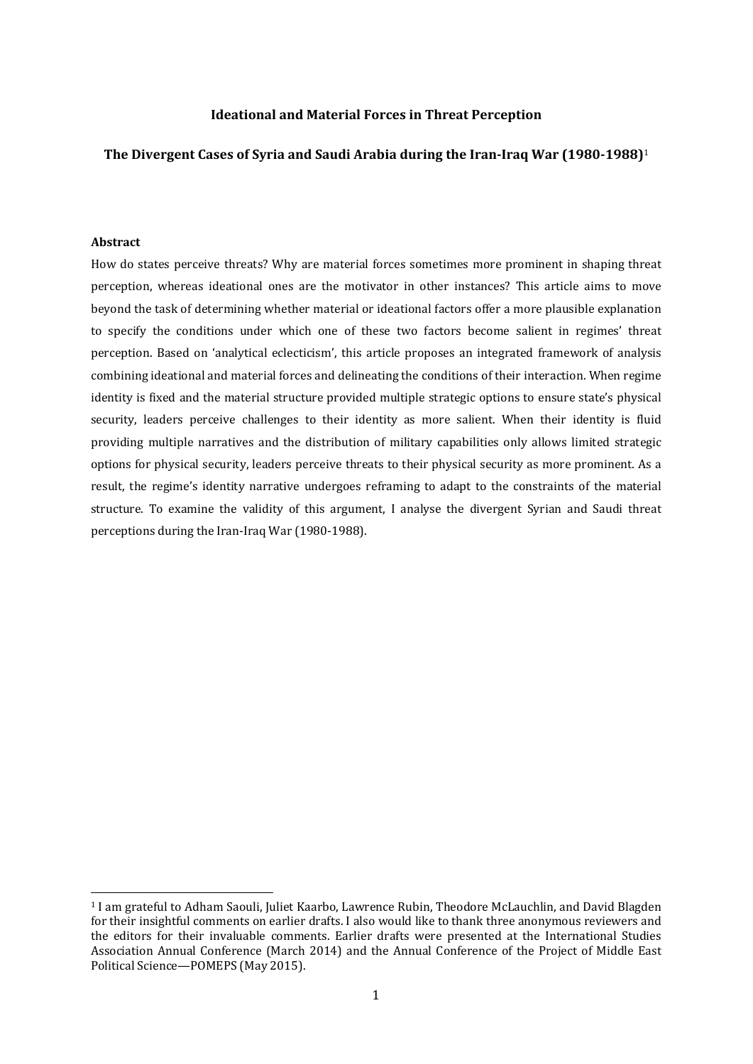**Ideational and Material Forces in Threat Perception**

**The Divergent Cases of Syria and Saudi Arabia during the Iran-Iraq War (1980-1988)**[1]

**Abstract**

How do states perceive threats? Why are material forces sometimes more prominent in shaping threat perception, whereas ideational ones are the motivator in other instances? This article aims to move beyond the task of determining whether material or ideational factors offer a more plausible explanation to specify the conditions under which one of these two factors become salient in regimes' threat perception. Based on 'analytical eclecticism', this article proposes an integrated framework of analysis combining ideational and material forces and delineating the conditions of their interaction. When regime identity is fixed and the material structure provided multiple strategic options to ensure state's physical security, leaders perceive challenges to their identity as more salient. When their identity is fluid providing multiple narratives and the distribution of military capabilities only allows limited strategic options for physical security, leaders perceive threats to their physical security as more prominent. As a result, the regime's identity narrative undergoes reframing to adapt to the constraints of the material structure. To examine the validity of this argument, I analyse the divergent Syrian and Saudi threat perceptions during the Iran-Iraq War (1980-1988).

---

[1] I am grateful to Adham Saouli, Juliet Kaarbo, Lawrence Rubin, Theodore McLauchlin, and David Blagden for their insightful comments on earlier drafts. I also would like to thank three anonymous reviewers and the editors for their invaluable comments. Earlier drafts were presented at the International Studies Association Annual Conference (March 2014) and the Annual Conference of the Project of Middle East Political Science—POMEPS (May 2015).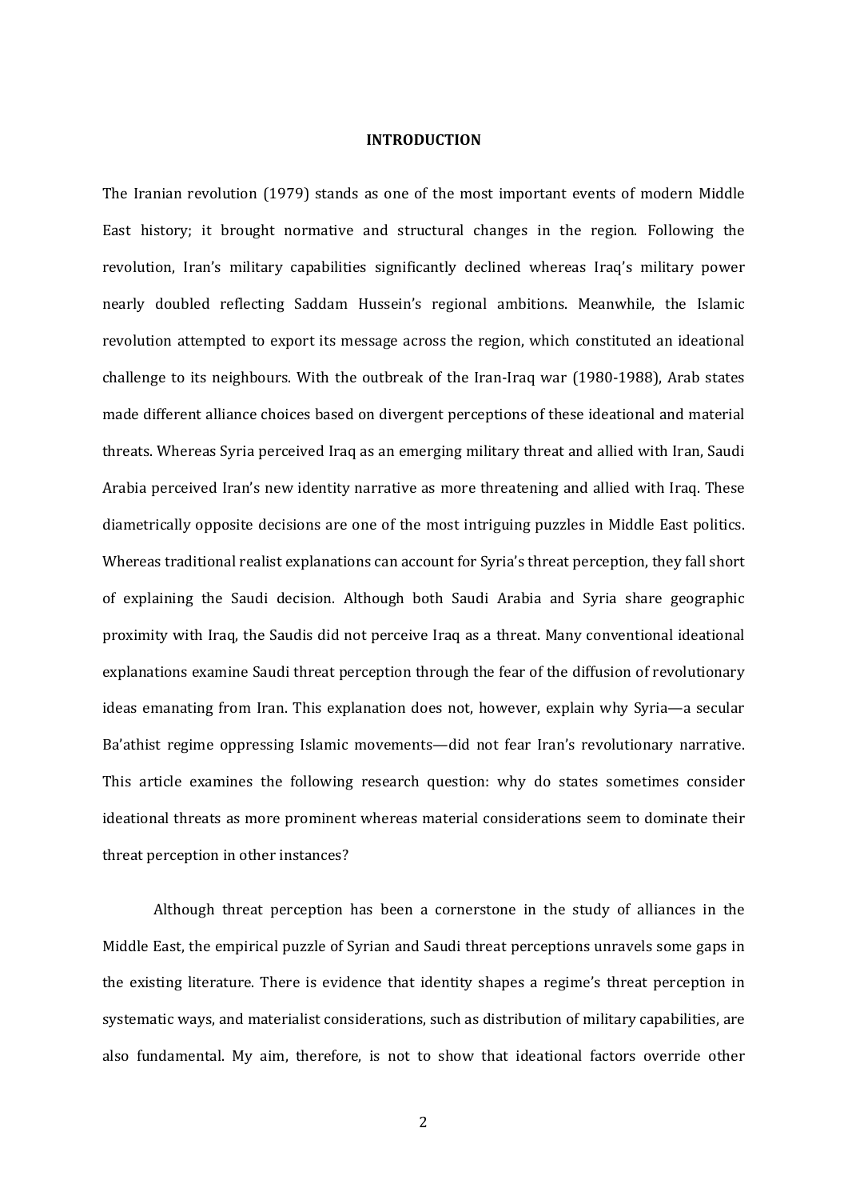# INTRODUCTION

The Iranian revolution (1979) stands as one of the most important events of modern Middle East history; it brought normative and structural changes in the region. Following the revolution, Iran's military capabilities significantly declined whereas Iraq's military power nearly doubled reflecting Saddam Hussein's regional ambitions. Meanwhile, the Islamic revolution attempted to export its message across the region, which constituted an ideational challenge to its neighbours. With the outbreak of the Iran-Iraq war (1980-1988), Arab states made different alliance choices based on divergent perceptions of these ideational and material threats. Whereas Syria perceived Iraq as an emerging military threat and allied with Iran, Saudi Arabia perceived Iran's new identity narrative as more threatening and allied with Iraq. These diametrically opposite decisions are one of the most intriguing puzzles in Middle East politics. Whereas traditional realist explanations can account for Syria's threat perception, they fall short of explaining the Saudi decision. Although both Saudi Arabia and Syria share geographic proximity with Iraq, the Saudis did not perceive Iraq as a threat. Many conventional ideational explanations examine Saudi threat perception through the fear of the diffusion of revolutionary ideas emanating from Iran. This explanation does not, however, explain why Syria—a secular Ba'athist regime oppressing Islamic movements—did not fear Iran's revolutionary narrative. This article examines the following research question: why do states sometimes consider ideational threats as more prominent whereas material considerations seem to dominate their threat perception in other instances?

Although threat perception has been a cornerstone in the study of alliances in the Middle East, the empirical puzzle of Syrian and Saudi threat perceptions unravels some gaps in the existing literature. There is evidence that identity shapes a regime's threat perception in systematic ways, and materialist considerations, such as distribution of military capabilities, are also fundamental. My aim, therefore, is not to show that ideational factors override other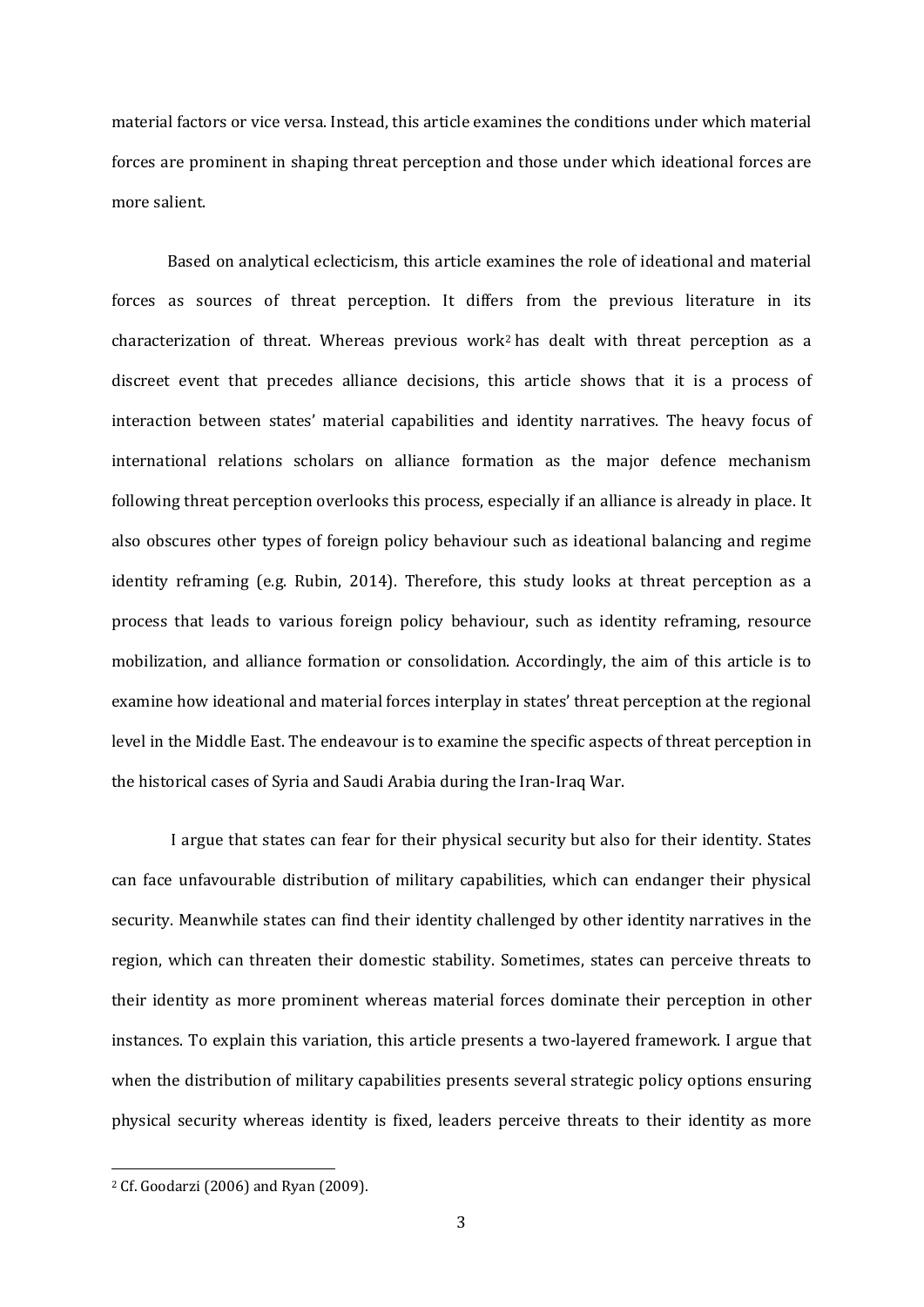material factors or vice versa. Instead, this article examines the conditions under which material forces are prominent in shaping threat perception and those under which ideational forces are more salient.

Based on analytical eclecticism, this article examines the role of ideational and material forces as sources of threat perception. It differs from the previous literature in its characterization of threat. Whereas previous work[2] has dealt with threat perception as a discreet event that precedes alliance decisions, this article shows that it is a process of interaction between states' material capabilities and identity narratives. The heavy focus of international relations scholars on alliance formation as the major defence mechanism following threat perception overlooks this process, especially if an alliance is already in place. It also obscures other types of foreign policy behaviour such as ideational balancing and regime identity reframing (e.g. Rubin, 2014). Therefore, this study looks at threat perception as a process that leads to various foreign policy behaviour, such as identity reframing, resource mobilization, and alliance formation or consolidation. Accordingly, the aim of this article is to examine how ideational and material forces interplay in states' threat perception at the regional level in the Middle East. The endeavour is to examine the specific aspects of threat perception in the historical cases of Syria and Saudi Arabia during the Iran-Iraq War.

I argue that states can fear for their physical security but also for their identity. States can face unfavourable distribution of military capabilities, which can endanger their physical security. Meanwhile states can find their identity challenged by other identity narratives in the region, which can threaten their domestic stability. Sometimes, states can perceive threats to their identity as more prominent whereas material forces dominate their perception in other instances. To explain this variation, this article presents a two-layered framework. I argue that when the distribution of military capabilities presents several strategic policy options ensuring physical security whereas identity is fixed, leaders perceive threats to their identity as more

[2] Cf. Goodarzi (2006) and Ryan (2009).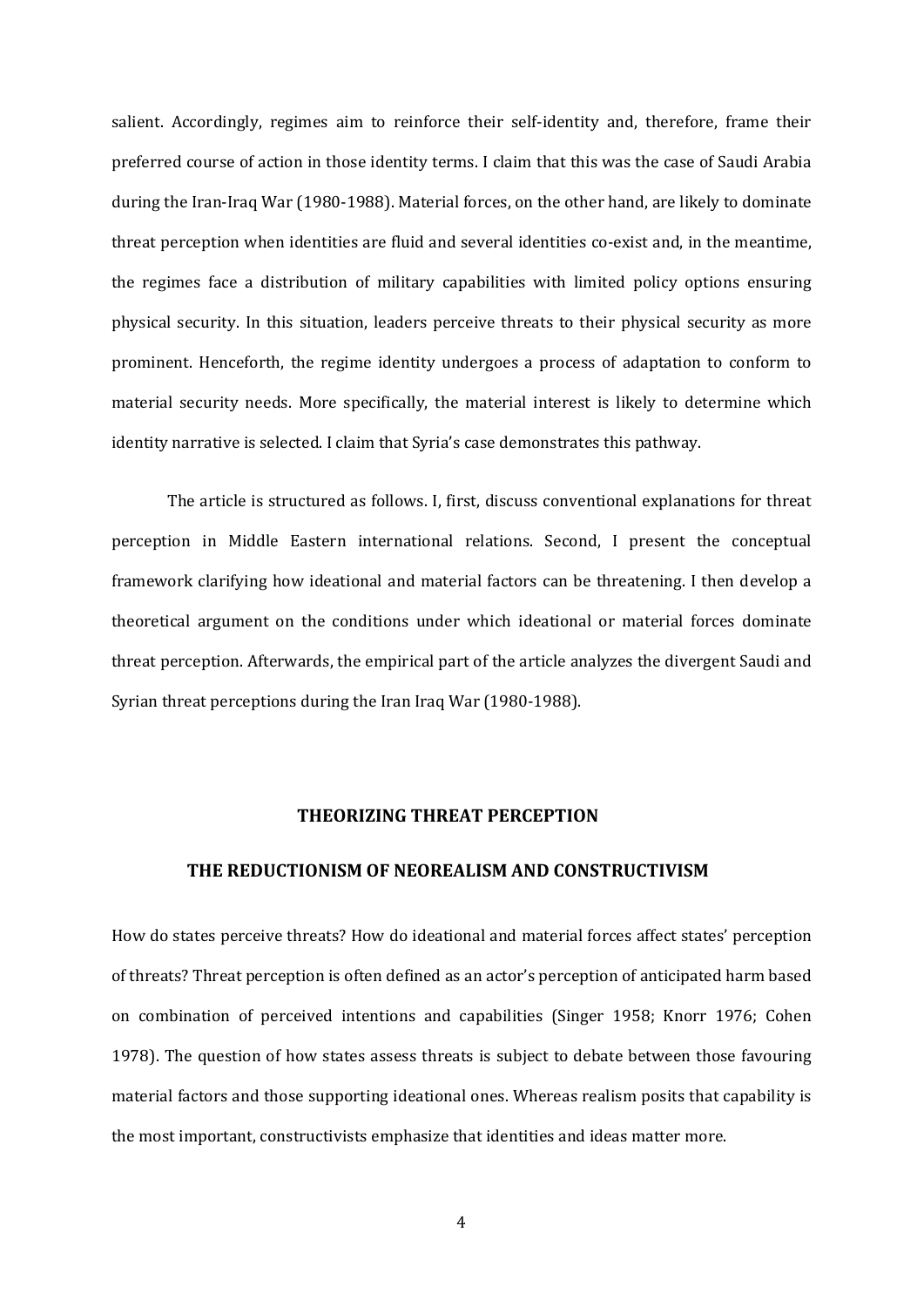salient. Accordingly, regimes aim to reinforce their self-identity and, therefore, frame their preferred course of action in those identity terms. I claim that this was the case of Saudi Arabia during the Iran-Iraq War (1980-1988). Material forces, on the other hand, are likely to dominate threat perception when identities are fluid and several identities co-exist and, in the meantime, the regimes face a distribution of military capabilities with limited policy options ensuring physical security. In this situation, leaders perceive threats to their physical security as more prominent. Henceforth, the regime identity undergoes a process of adaptation to conform to material security needs. More specifically, the material interest is likely to determine which identity narrative is selected. I claim that Syria's case demonstrates this pathway.

The article is structured as follows. I, first, discuss conventional explanations for threat perception in Middle Eastern international relations. Second, I present the conceptual framework clarifying how ideational and material factors can be threatening. I then develop a theoretical argument on the conditions under which ideational or material forces dominate threat perception. Afterwards, the empirical part of the article analyzes the divergent Saudi and Syrian threat perceptions during the Iran Iraq War (1980-1988).

## THEORIZING THREAT PERCEPTION

### THE REDUCTIONISM OF NEOREALISM AND CONSTRUCTIVISM

How do states perceive threats? How do ideational and material forces affect states' perception of threats? Threat perception is often defined as an actor's perception of anticipated harm based on combination of perceived intentions and capabilities (Singer 1958; Knorr 1976; Cohen 1978). The question of how states assess threats is subject to debate between those favouring material factors and those supporting ideational ones. Whereas realism posits that capability is the most important, constructivists emphasize that identities and ideas matter more.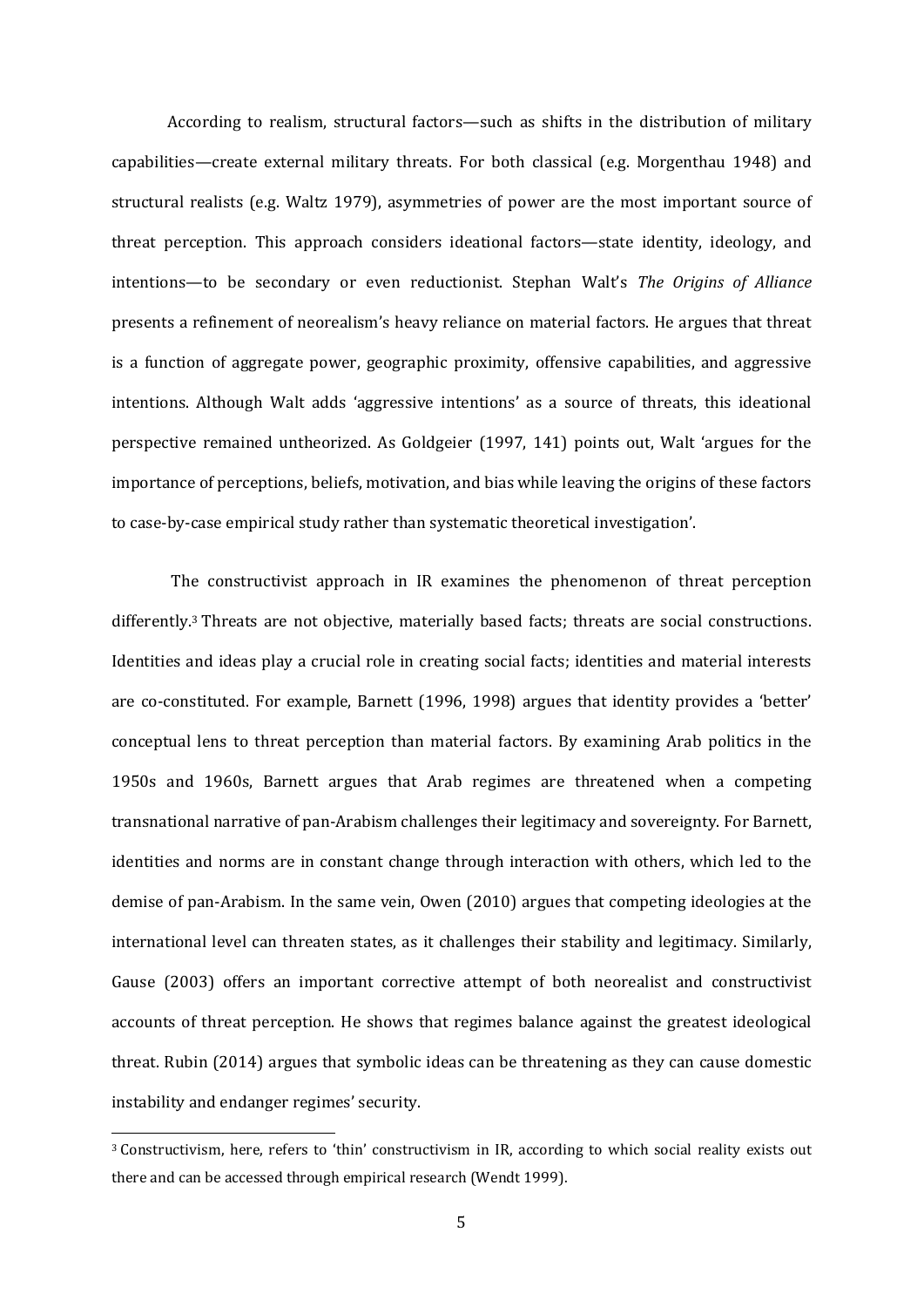According to realism, structural factors—such as shifts in the distribution of military capabilities—create external military threats. For both classical (e.g. Morgenthau 1948) and structural realists (e.g. Waltz 1979), asymmetries of power are the most important source of threat perception. This approach considers ideational factors—state identity, ideology, and intentions—to be secondary or even reductionist. Stephan Walt's *The Origins of Alliance* presents a refinement of neorealism's heavy reliance on material factors. He argues that threat is a function of aggregate power, geographic proximity, offensive capabilities, and aggressive intentions. Although Walt adds 'aggressive intentions' as a source of threats, this ideational perspective remained untheorized. As Goldgeier (1997, 141) points out, Walt 'argues for the importance of perceptions, beliefs, motivation, and bias while leaving the origins of these factors to case-by-case empirical study rather than systematic theoretical investigation'.

The constructivist approach in IR examines the phenomenon of threat perception differently.[3] Threats are not objective, materially based facts; threats are social constructions. Identities and ideas play a crucial role in creating social facts; identities and material interests are co-constituted. For example, Barnett (1996, 1998) argues that identity provides a 'better' conceptual lens to threat perception than material factors. By examining Arab politics in the 1950s and 1960s, Barnett argues that Arab regimes are threatened when a competing transnational narrative of pan-Arabism challenges their legitimacy and sovereignty. For Barnett, identities and norms are in constant change through interaction with others, which led to the demise of pan-Arabism. In the same vein, Owen (2010) argues that competing ideologies at the international level can threaten states, as it challenges their stability and legitimacy. Similarly, Gause (2003) offers an important corrective attempt of both neorealist and constructivist accounts of threat perception. He shows that regimes balance against the greatest ideological threat. Rubin (2014) argues that symbolic ideas can be threatening as they can cause domestic instability and endanger regimes' security.

[3] Constructivism, here, refers to 'thin' constructivism in IR, according to which social reality exists out there and can be accessed through empirical research (Wendt 1999).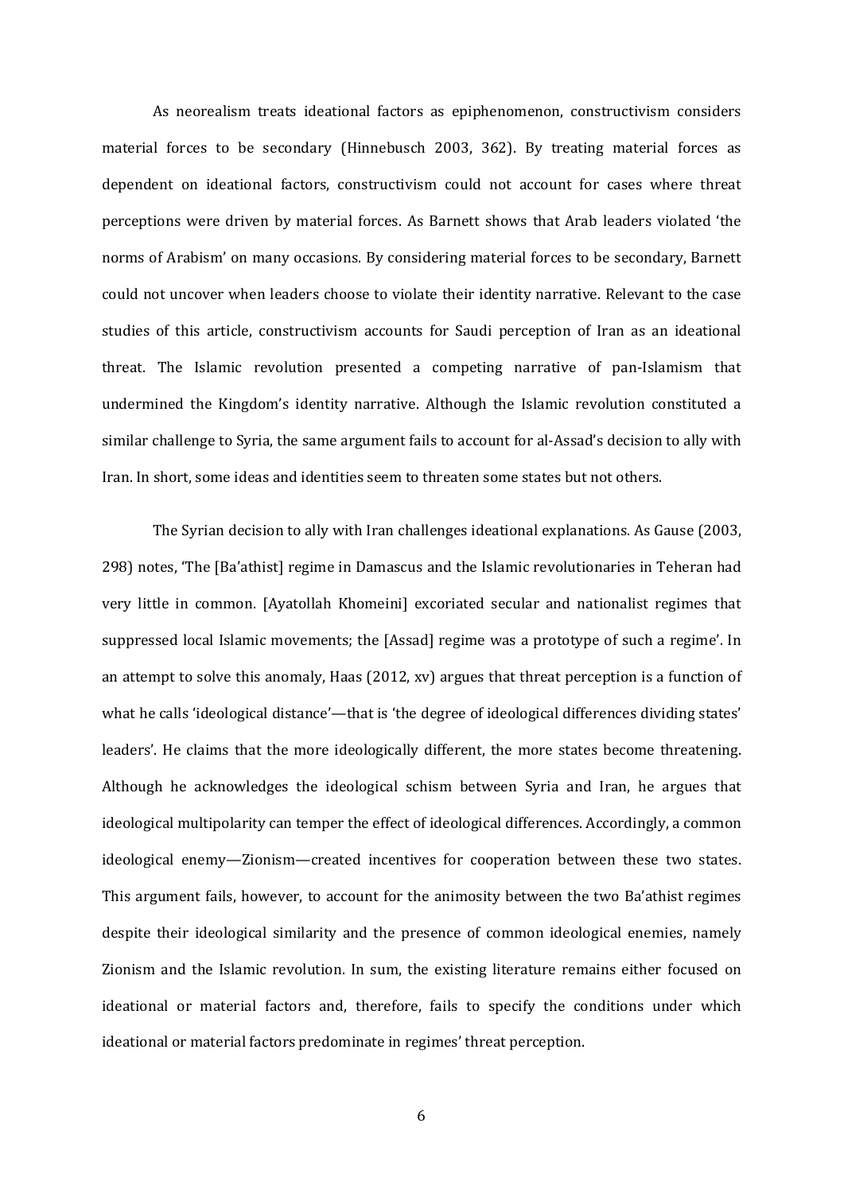As neorealism treats ideational factors as epiphenomenon, constructivism considers material forces to be secondary (Hinnebusch 2003, 362). By treating material forces as dependent on ideational factors, constructivism could not account for cases where threat perceptions were driven by material forces. As Barnett shows that Arab leaders violated 'the norms of Arabism' on many occasions. By considering material forces to be secondary, Barnett could not uncover when leaders choose to violate their identity narrative. Relevant to the case studies of this article, constructivism accounts for Saudi perception of Iran as an ideational threat. The Islamic revolution presented a competing narrative of pan-Islamism that undermined the Kingdom's identity narrative. Although the Islamic revolution constituted a similar challenge to Syria, the same argument fails to account for al-Assad's decision to ally with Iran. In short, some ideas and identities seem to threaten some states but not others.

The Syrian decision to ally with Iran challenges ideational explanations. As Gause (2003, 298) notes, 'The [Ba'athist] regime in Damascus and the Islamic revolutionaries in Teheran had very little in common. [Ayatollah Khomeini] excoriated secular and nationalist regimes that suppressed local Islamic movements; the [Assad] regime was a prototype of such a regime'. In an attempt to solve this anomaly, Haas (2012, xv) argues that threat perception is a function of what he calls 'ideological distance'—that is 'the degree of ideological differences dividing states' leaders'. He claims that the more ideologically different, the more states become threatening. Although he acknowledges the ideological schism between Syria and Iran, he argues that ideological multipolarity can temper the effect of ideological differences. Accordingly, a common ideological enemy—Zionism—created incentives for cooperation between these two states. This argument fails, however, to account for the animosity between the two Ba'athist regimes despite their ideological similarity and the presence of common ideological enemies, namely Zionism and the Islamic revolution. In sum, the existing literature remains either focused on ideational or material factors and, therefore, fails to specify the conditions under which ideational or material factors predominate in regimes' threat perception.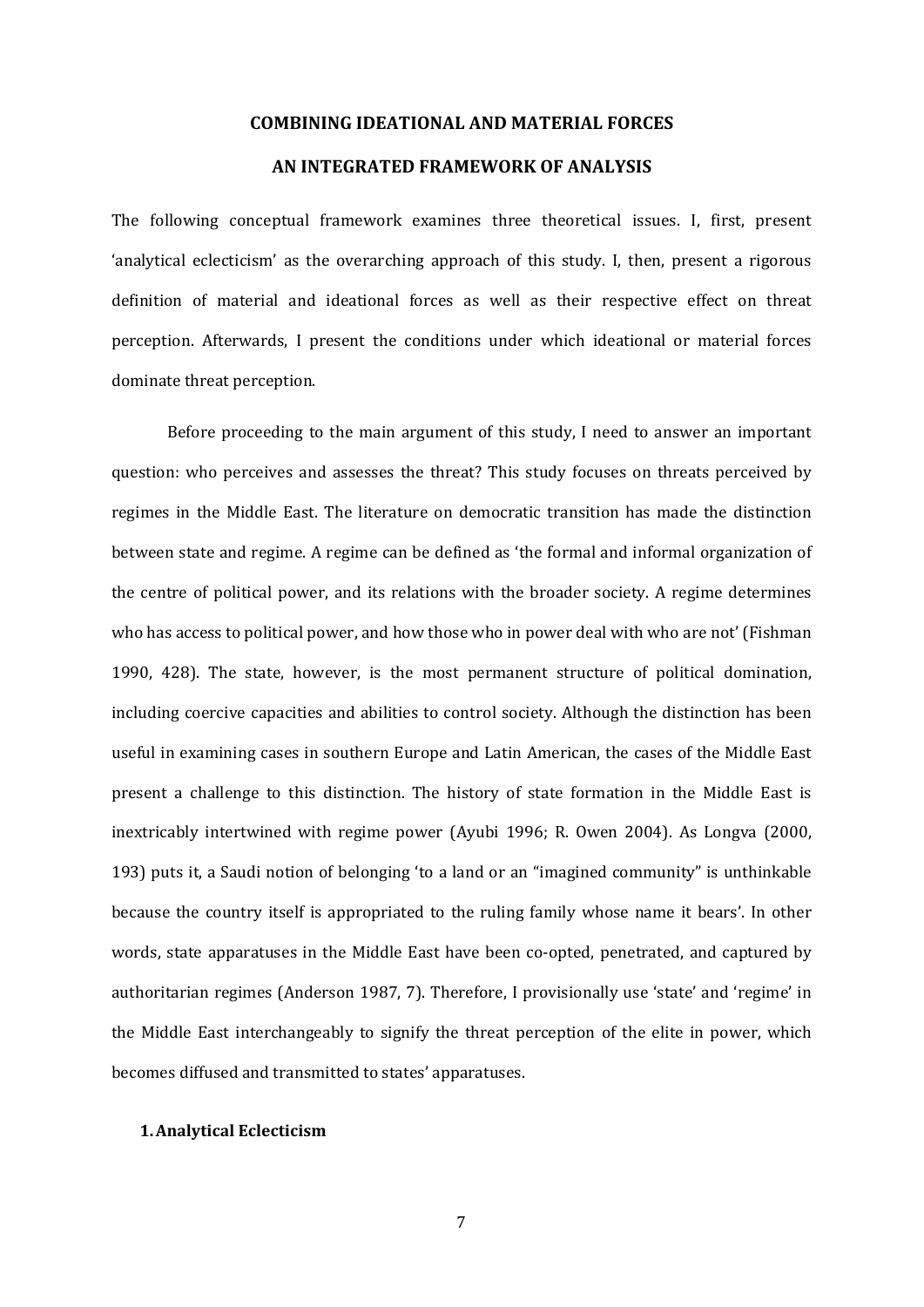# COMBINING IDEATIONAL AND MATERIAL FORCES

## AN INTEGRATED FRAMEWORK OF ANALYSIS

The following conceptual framework examines three theoretical issues. I, first, present 'analytical eclecticism' as the overarching approach of this study. I, then, present a rigorous definition of material and ideational forces as well as their respective effect on threat perception. Afterwards, I present the conditions under which ideational or material forces dominate threat perception.

Before proceeding to the main argument of this study, I need to answer an important question: who perceives and assesses the threat? This study focuses on threats perceived by regimes in the Middle East. The literature on democratic transition has made the distinction between state and regime. A regime can be defined as 'the formal and informal organization of the centre of political power, and its relations with the broader society. A regime determines who has access to political power, and how those who in power deal with who are not' (Fishman 1990, 428). The state, however, is the most permanent structure of political domination, including coercive capacities and abilities to control society. Although the distinction has been useful in examining cases in southern Europe and Latin American, the cases of the Middle East present a challenge to this distinction. The history of state formation in the Middle East is inextricably intertwined with regime power (Ayubi 1996; R. Owen 2004). As Longva (2000, 193) puts it, a Saudi notion of belonging 'to a land or an "imagined community" is unthinkable because the country itself is appropriated to the ruling family whose name it bears'. In other words, state apparatuses in the Middle East have been co-opted, penetrated, and captured by authoritarian regimes (Anderson 1987, 7). Therefore, I provisionally use 'state' and 'regime' in the Middle East interchangeably to signify the threat perception of the elite in power, which becomes diffused and transmitted to states' apparatuses.

### 1. Analytical Eclecticism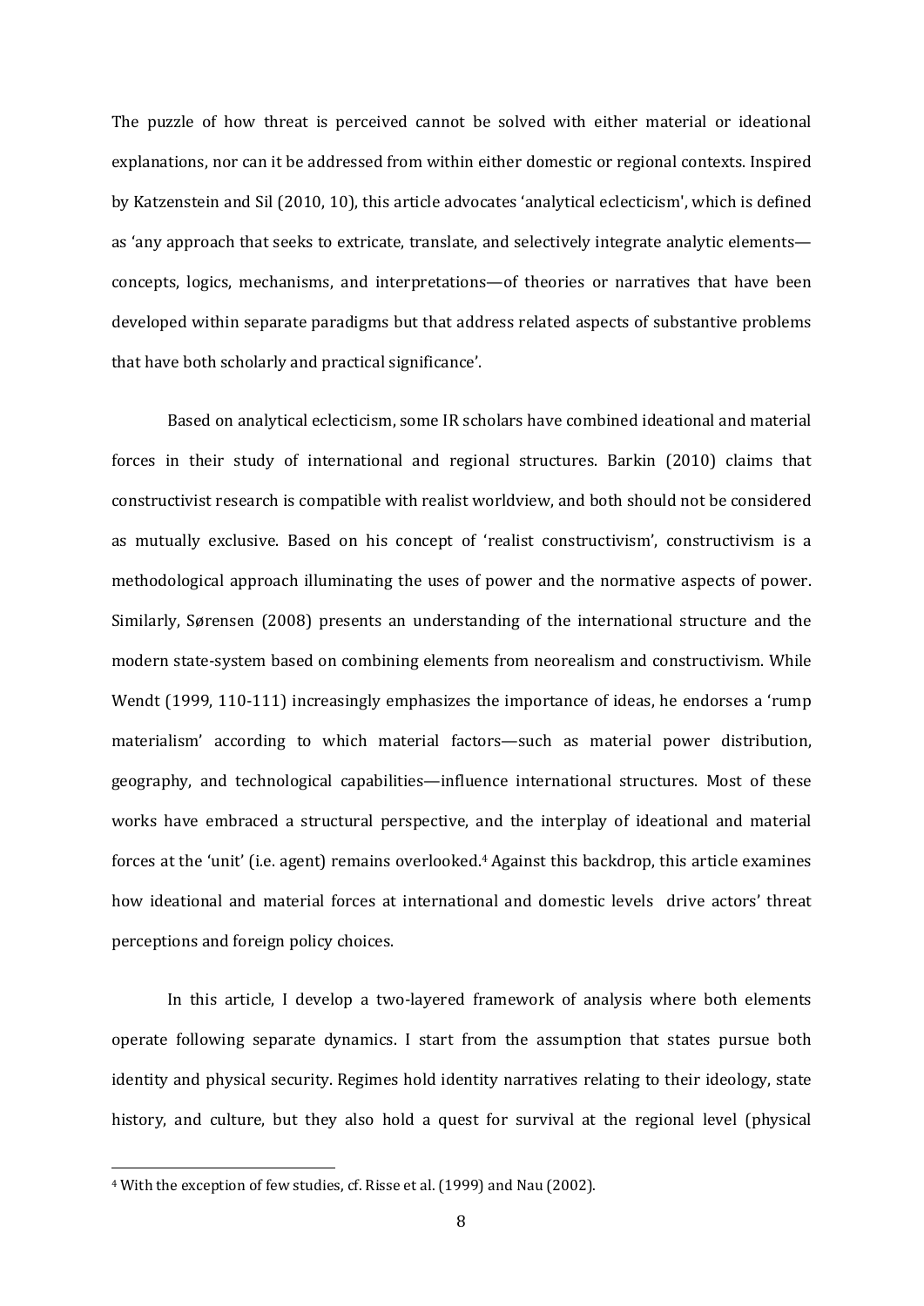The puzzle of how threat is perceived cannot be solved with either material or ideational explanations, nor can it be addressed from within either domestic or regional contexts. Inspired by Katzenstein and Sil (2010, 10), this article advocates 'analytical eclecticism', which is defined as 'any approach that seeks to extricate, translate, and selectively integrate analytic elements—concepts, logics, mechanisms, and interpretations—of theories or narratives that have been developed within separate paradigms but that address related aspects of substantive problems that have both scholarly and practical significance'.

Based on analytical eclecticism, some IR scholars have combined ideational and material forces in their study of international and regional structures. Barkin (2010) claims that constructivist research is compatible with realist worldview, and both should not be considered as mutually exclusive. Based on his concept of 'realist constructivism', constructivism is a methodological approach illuminating the uses of power and the normative aspects of power. Similarly, Sørensen (2008) presents an understanding of the international structure and the modern state-system based on combining elements from neorealism and constructivism. While Wendt (1999, 110-111) increasingly emphasizes the importance of ideas, he endorses a 'rump materialism' according to which material factors—such as material power distribution, geography, and technological capabilities—influence international structures. Most of these works have embraced a structural perspective, and the interplay of ideational and material forces at the 'unit' (i.e. agent) remains overlooked.[4] Against this backdrop, this article examines how ideational and material forces at international and domestic levels drive actors' threat perceptions and foreign policy choices.

In this article, I develop a two-layered framework of analysis where both elements operate following separate dynamics. I start from the assumption that states pursue both identity and physical security. Regimes hold identity narratives relating to their ideology, state history, and culture, but they also hold a quest for survival at the regional level (physical

[4] With the exception of few studies, cf. Risse et al. (1999) and Nau (2002).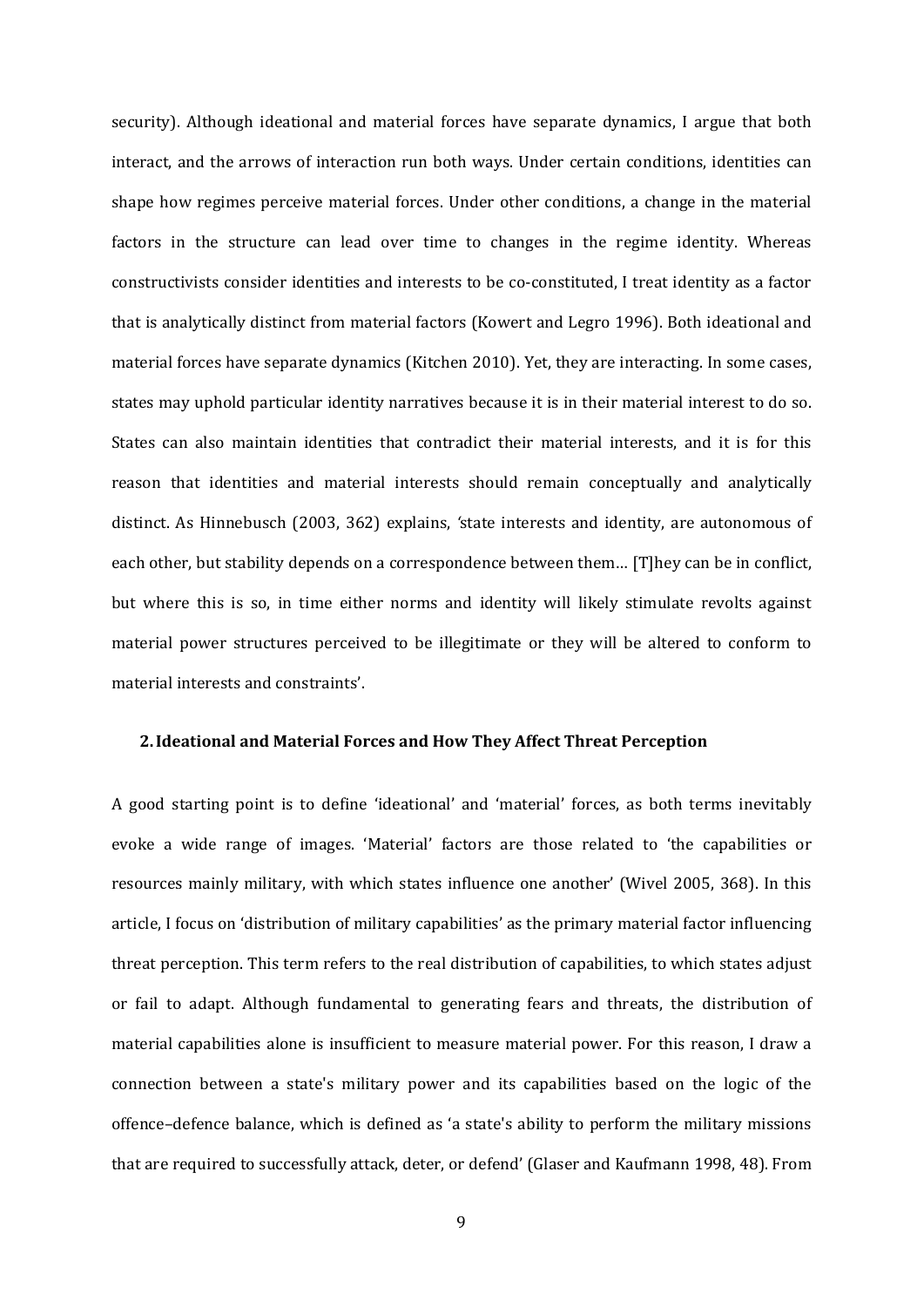security). Although ideational and material forces have separate dynamics, I argue that both interact, and the arrows of interaction run both ways. Under certain conditions, identities can shape how regimes perceive material forces. Under other conditions, a change in the material factors in the structure can lead over time to changes in the regime identity. Whereas constructivists consider identities and interests to be co-constituted, I treat identity as a factor that is analytically distinct from material factors (Kowert and Legro 1996). Both ideational and material forces have separate dynamics (Kitchen 2010). Yet, they are interacting. In some cases, states may uphold particular identity narratives because it is in their material interest to do so. States can also maintain identities that contradict their material interests, and it is for this reason that identities and material interests should remain conceptually and analytically distinct. As Hinnebusch (2003, 362) explains, 'state interests and identity, are autonomous of each other, but stability depends on a correspondence between them… [T]hey can be in conflict, but where this is so, in time either norms and identity will likely stimulate revolts against material power structures perceived to be illegitimate or they will be altered to conform to material interests and constraints'.

## 2. Ideational and Material Forces and How They Affect Threat Perception

A good starting point is to define 'ideational' and 'material' forces, as both terms inevitably evoke a wide range of images. 'Material' factors are those related to 'the capabilities or resources mainly military, with which states influence one another' (Wivel 2005, 368). In this article, I focus on 'distribution of military capabilities' as the primary material factor influencing threat perception. This term refers to the real distribution of capabilities, to which states adjust or fail to adapt. Although fundamental to generating fears and threats, the distribution of material capabilities alone is insufficient to measure material power. For this reason, I draw a connection between a state's military power and its capabilities based on the logic of the offence–defence balance, which is defined as 'a state's ability to perform the military missions that are required to successfully attack, deter, or defend' (Glaser and Kaufmann 1998, 48). From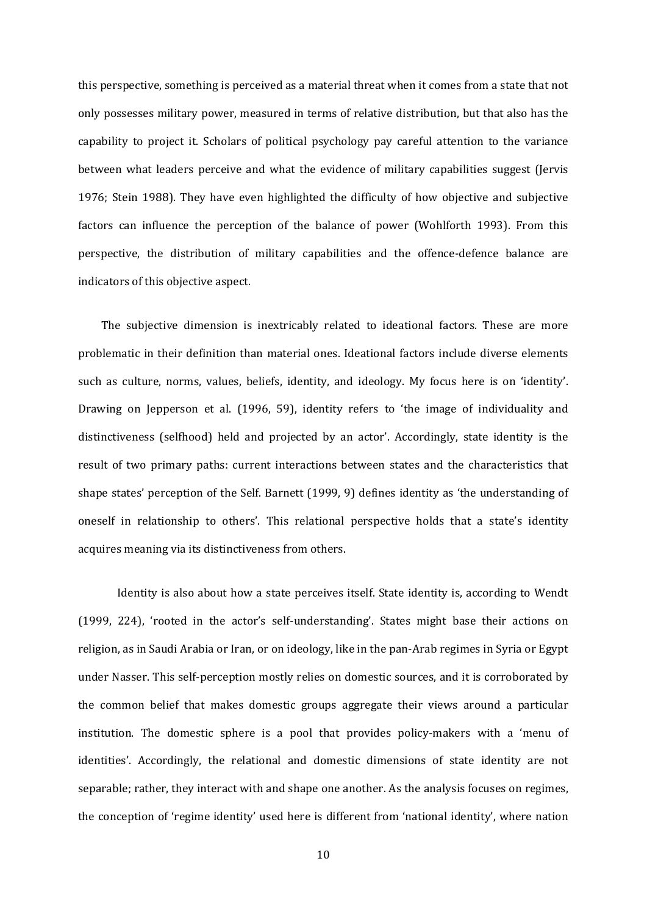this perspective, something is perceived as a material threat when it comes from a state that not only possesses military power, measured in terms of relative distribution, but that also has the capability to project it. Scholars of political psychology pay careful attention to the variance between what leaders perceive and what the evidence of military capabilities suggest (Jervis 1976; Stein 1988). They have even highlighted the difficulty of how objective and subjective factors can influence the perception of the balance of power (Wohlforth 1993). From this perspective, the distribution of military capabilities and the offence-defence balance are indicators of this objective aspect.

The subjective dimension is inextricably related to ideational factors. These are more problematic in their definition than material ones. Ideational factors include diverse elements such as culture, norms, values, beliefs, identity, and ideology. My focus here is on 'identity'. Drawing on Jepperson et al. (1996, 59), identity refers to 'the image of individuality and distinctiveness (selfhood) held and projected by an actor'. Accordingly, state identity is the result of two primary paths: current interactions between states and the characteristics that shape states' perception of the Self. Barnett (1999, 9) defines identity as 'the understanding of oneself in relationship to others'. This relational perspective holds that a state's identity acquires meaning via its distinctiveness from others.

Identity is also about how a state perceives itself. State identity is, according to Wendt (1999, 224), 'rooted in the actor's self-understanding'. States might base their actions on religion, as in Saudi Arabia or Iran, or on ideology, like in the pan-Arab regimes in Syria or Egypt under Nasser. This self-perception mostly relies on domestic sources, and it is corroborated by the common belief that makes domestic groups aggregate their views around a particular institution. The domestic sphere is a pool that provides policy-makers with a 'menu of identities'. Accordingly, the relational and domestic dimensions of state identity are not separable; rather, they interact with and shape one another. As the analysis focuses on regimes, the conception of 'regime identity' used here is different from 'national identity', where nation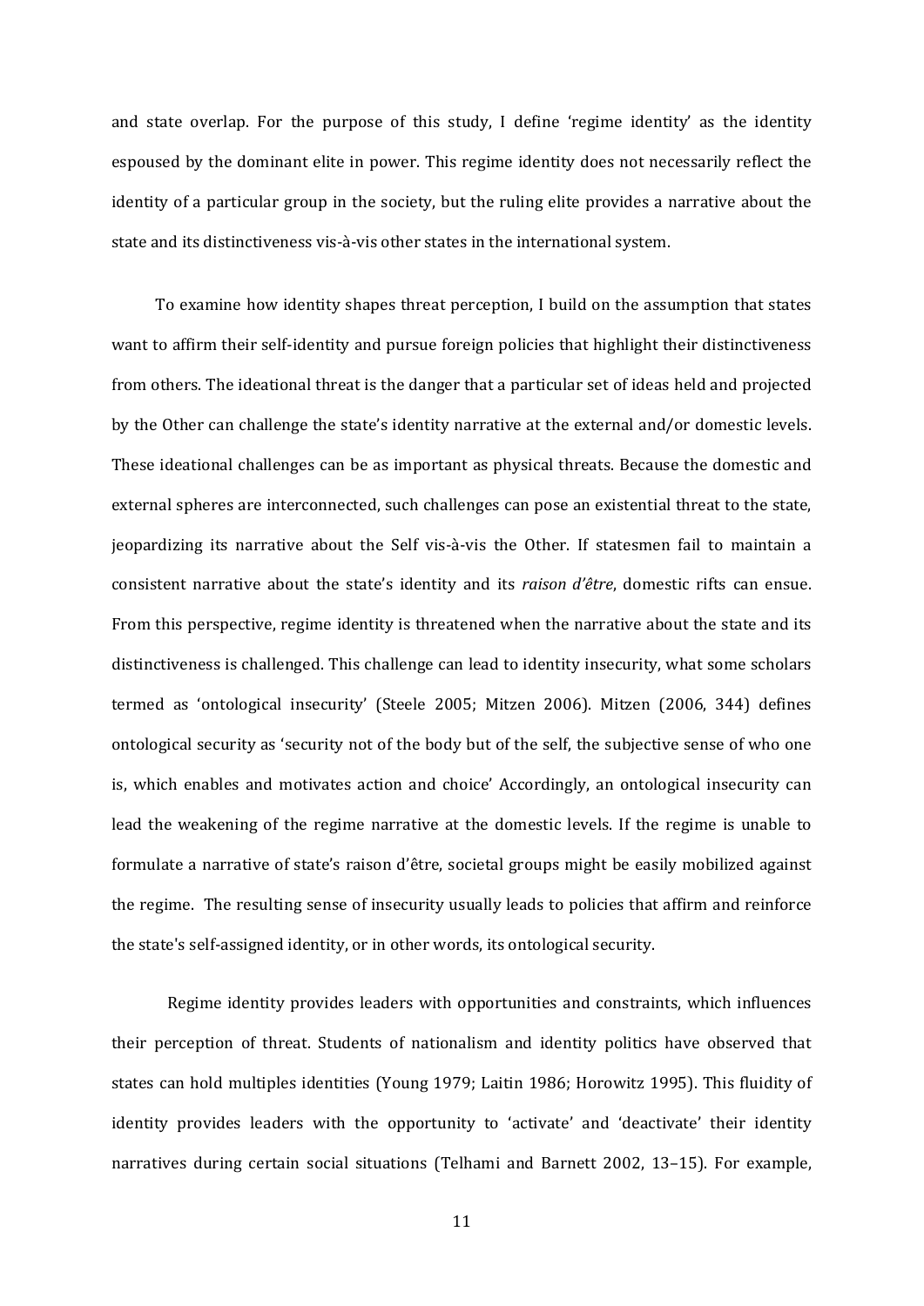and state overlap. For the purpose of this study, I define 'regime identity' as the identity espoused by the dominant elite in power. This regime identity does not necessarily reflect the identity of a particular group in the society, but the ruling elite provides a narrative about the state and its distinctiveness vis-à-vis other states in the international system.

To examine how identity shapes threat perception, I build on the assumption that states want to affirm their self-identity and pursue foreign policies that highlight their distinctiveness from others. The ideational threat is the danger that a particular set of ideas held and projected by the Other can challenge the state's identity narrative at the external and/or domestic levels. These ideational challenges can be as important as physical threats. Because the domestic and external spheres are interconnected, such challenges can pose an existential threat to the state, jeopardizing its narrative about the Self vis-à-vis the Other. If statesmen fail to maintain a consistent narrative about the state's identity and its *raison d'être*, domestic rifts can ensue. From this perspective, regime identity is threatened when the narrative about the state and its distinctiveness is challenged. This challenge can lead to identity insecurity, what some scholars termed as 'ontological insecurity' (Steele 2005; Mitzen 2006). Mitzen (2006, 344) defines ontological security as 'security not of the body but of the self, the subjective sense of who one is, which enables and motivates action and choice' Accordingly, an ontological insecurity can lead the weakening of the regime narrative at the domestic levels. If the regime is unable to formulate a narrative of state's raison d'être, societal groups might be easily mobilized against the regime. The resulting sense of insecurity usually leads to policies that affirm and reinforce the state's self-assigned identity, or in other words, its ontological security.

Regime identity provides leaders with opportunities and constraints, which influences their perception of threat. Students of nationalism and identity politics have observed that states can hold multiples identities (Young 1979; Laitin 1986; Horowitz 1995). This fluidity of identity provides leaders with the opportunity to 'activate' and 'deactivate' their identity narratives during certain social situations (Telhami and Barnett 2002, 13–15). For example,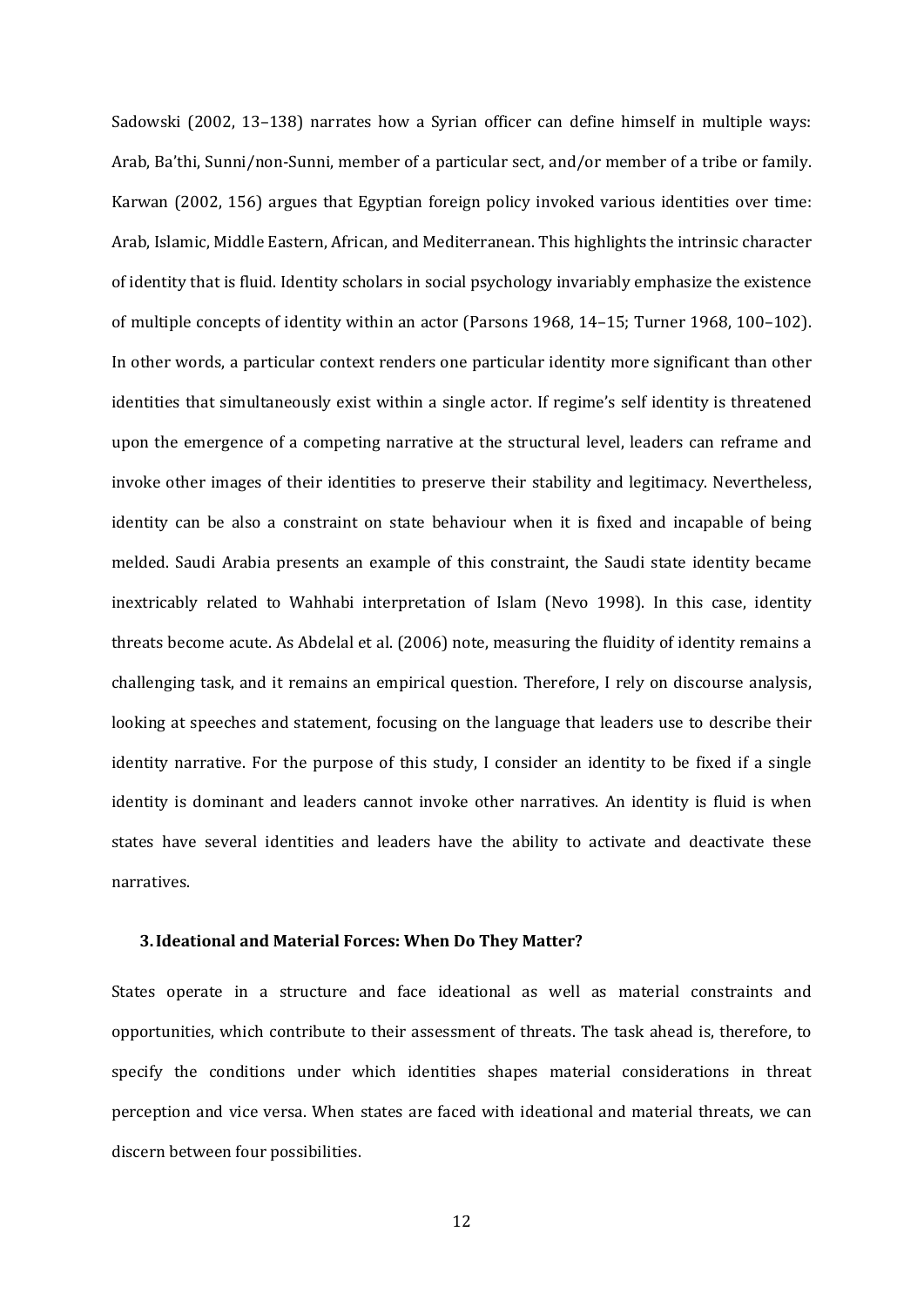Sadowski (2002, 13–138) narrates how a Syrian officer can define himself in multiple ways: Arab, Ba'thi, Sunni/non-Sunni, member of a particular sect, and/or member of a tribe or family. Karwan (2002, 156) argues that Egyptian foreign policy invoked various identities over time: Arab, Islamic, Middle Eastern, African, and Mediterranean. This highlights the intrinsic character of identity that is fluid. Identity scholars in social psychology invariably emphasize the existence of multiple concepts of identity within an actor (Parsons 1968, 14–15; Turner 1968, 100–102). In other words, a particular context renders one particular identity more significant than other identities that simultaneously exist within a single actor. If regime's self identity is threatened upon the emergence of a competing narrative at the structural level, leaders can reframe and invoke other images of their identities to preserve their stability and legitimacy. Nevertheless, identity can be also a constraint on state behaviour when it is fixed and incapable of being melded. Saudi Arabia presents an example of this constraint, the Saudi state identity became inextricably related to Wahhabi interpretation of Islam (Nevo 1998). In this case, identity threats become acute. As Abdelal et al. (2006) note, measuring the fluidity of identity remains a challenging task, and it remains an empirical question. Therefore, I rely on discourse analysis, looking at speeches and statement, focusing on the language that leaders use to describe their identity narrative. For the purpose of this study, I consider an identity to be fixed if a single identity is dominant and leaders cannot invoke other narratives. An identity is fluid is when states have several identities and leaders have the ability to activate and deactivate these narratives.

### 3. Ideational and Material Forces: When Do They Matter?

States operate in a structure and face ideational as well as material constraints and opportunities, which contribute to their assessment of threats. The task ahead is, therefore, to specify the conditions under which identities shapes material considerations in threat perception and vice versa. When states are faced with ideational and material threats, we can discern between four possibilities.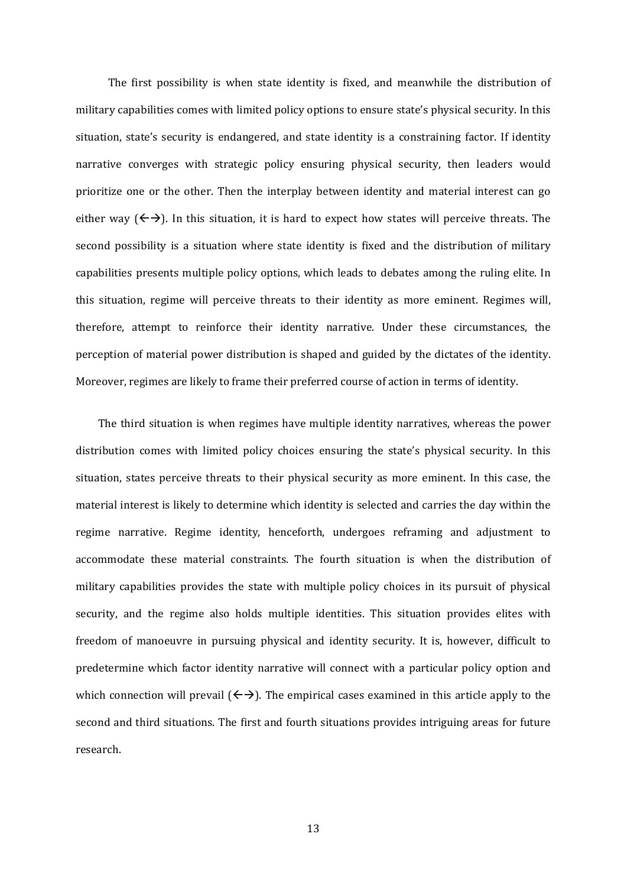The first possibility is when state identity is fixed, and meanwhile the distribution of military capabilities comes with limited policy options to ensure state's physical security. In this situation, state's security is endangered, and state identity is a constraining factor. If identity narrative converges with strategic policy ensuring physical security, then leaders would prioritize one or the other. Then the interplay between identity and material interest can go either way (←→). In this situation, it is hard to expect how states will perceive threats. The second possibility is a situation where state identity is fixed and the distribution of military capabilities presents multiple policy options, which leads to debates among the ruling elite. In this situation, regime will perceive threats to their identity as more eminent. Regimes will, therefore, attempt to reinforce their identity narrative. Under these circumstances, the perception of material power distribution is shaped and guided by the dictates of the identity. Moreover, regimes are likely to frame their preferred course of action in terms of identity.

The third situation is when regimes have multiple identity narratives, whereas the power distribution comes with limited policy choices ensuring the state's physical security. In this situation, states perceive threats to their physical security as more eminent. In this case, the material interest is likely to determine which identity is selected and carries the day within the regime narrative. Regime identity, henceforth, undergoes reframing and adjustment to accommodate these material constraints. The fourth situation is when the distribution of military capabilities provides the state with multiple policy choices in its pursuit of physical security, and the regime also holds multiple identities. This situation provides elites with freedom of manoeuvre in pursuing physical and identity security. It is, however, difficult to predetermine which factor identity narrative will connect with a particular policy option and which connection will prevail (←→). The empirical cases examined in this article apply to the second and third situations. The first and fourth situations provides intriguing areas for future research.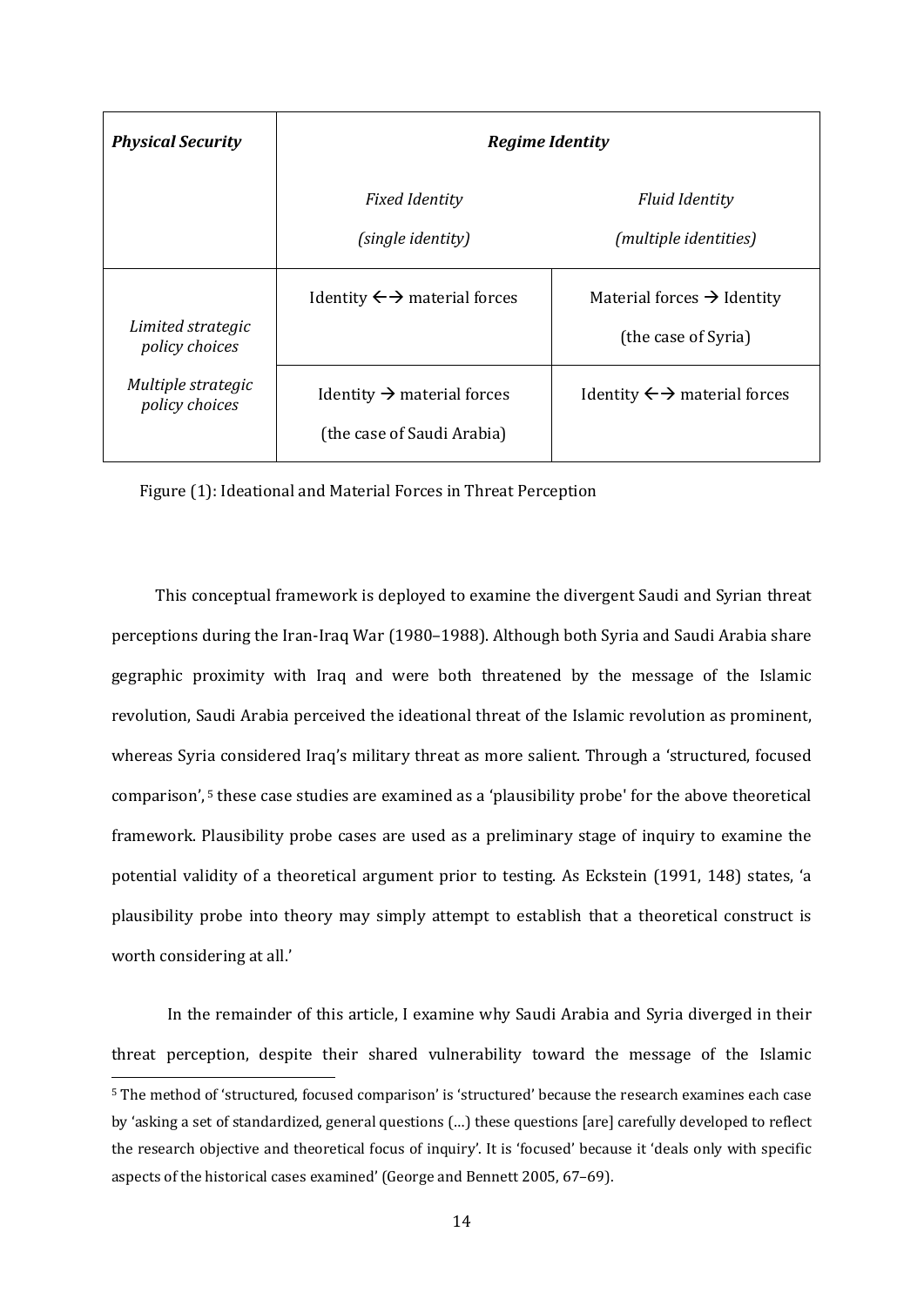| *Physical Security* | *Regime Identity* | |
|---|---|---|
| | *Fixed Identity* (*single identity*) | *Fluid Identity* (*multiple identities*) |
| *Limited strategic policy choices* | Identity ←→ material forces | Material forces → Identity (the case of Syria) |
| *Multiple strategic policy choices* | Identity → material forces (the case of Saudi Arabia) | Identity ←→ material forces |

Figure (1): Ideational and Material Forces in Threat Perception

This conceptual framework is deployed to examine the divergent Saudi and Syrian threat perceptions during the Iran-Iraq War (1980–1988). Although both Syria and Saudi Arabia share gegraphic proximity with Iraq and were both threatened by the message of the Islamic revolution, Saudi Arabia perceived the ideational threat of the Islamic revolution as prominent, whereas Syria considered Iraq's military threat as more salient. Through a 'structured, focused comparison',[5] these case studies are examined as a 'plausibility probe' for the above theoretical framework. Plausibility probe cases are used as a preliminary stage of inquiry to examine the potential validity of a theoretical argument prior to testing. As Eckstein (1991, 148) states, 'a plausibility probe into theory may simply attempt to establish that a theoretical construct is worth considering at all.'

In the remainder of this article, I examine why Saudi Arabia and Syria diverged in their threat perception, despite their shared vulnerability toward the message of the Islamic

[5] The method of 'structured, focused comparison' is 'structured' because the research examines each case by 'asking a set of standardized, general questions (…) these questions [are] carefully developed to reflect the research objective and theoretical focus of inquiry'. It is 'focused' because it 'deals only with specific aspects of the historical cases examined' (George and Bennett 2005, 67–69).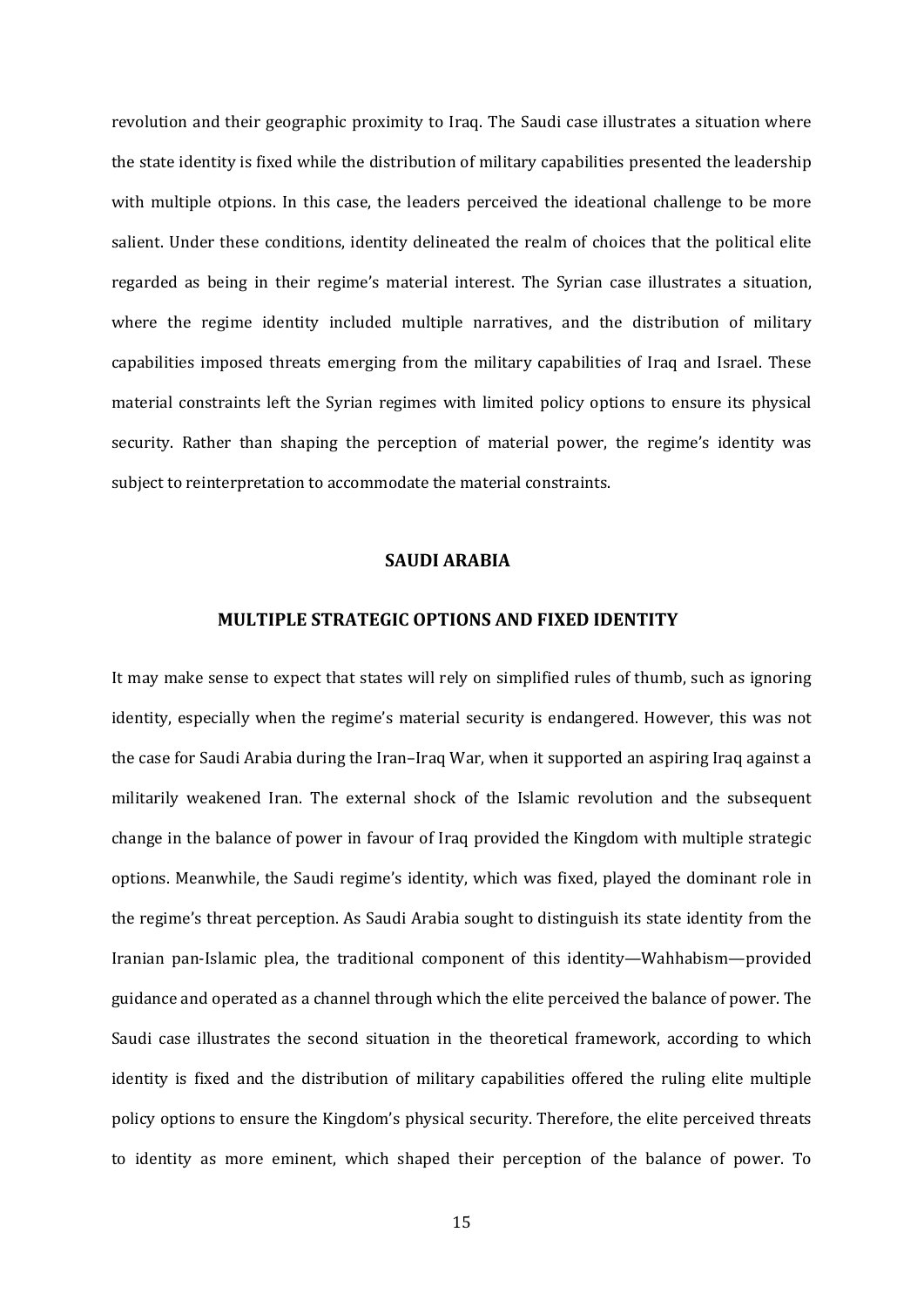revolution and their geographic proximity to Iraq. The Saudi case illustrates a situation where the state identity is fixed while the distribution of military capabilities presented the leadership with multiple otpions. In this case, the leaders perceived the ideational challenge to be more salient. Under these conditions, identity delineated the realm of choices that the political elite regarded as being in their regime's material interest. The Syrian case illustrates a situation, where the regime identity included multiple narratives, and the distribution of military capabilities imposed threats emerging from the military capabilities of Iraq and Israel. These material constraints left the Syrian regimes with limited policy options to ensure its physical security. Rather than shaping the perception of material power, the regime's identity was subject to reinterpretation to accommodate the material constraints.

## SAUDI ARABIA

### MULTIPLE STRATEGIC OPTIONS AND FIXED IDENTITY

It may make sense to expect that states will rely on simplified rules of thumb, such as ignoring identity, especially when the regime's material security is endangered. However, this was not the case for Saudi Arabia during the Iran–Iraq War, when it supported an aspiring Iraq against a militarily weakened Iran. The external shock of the Islamic revolution and the subsequent change in the balance of power in favour of Iraq provided the Kingdom with multiple strategic options. Meanwhile, the Saudi regime's identity, which was fixed, played the dominant role in the regime's threat perception. As Saudi Arabia sought to distinguish its state identity from the Iranian pan-Islamic plea, the traditional component of this identity—Wahhabism—provided guidance and operated as a channel through which the elite perceived the balance of power. The Saudi case illustrates the second situation in the theoretical framework, according to which identity is fixed and the distribution of military capabilities offered the ruling elite multiple policy options to ensure the Kingdom's physical security. Therefore, the elite perceived threats to identity as more eminent, which shaped their perception of the balance of power. To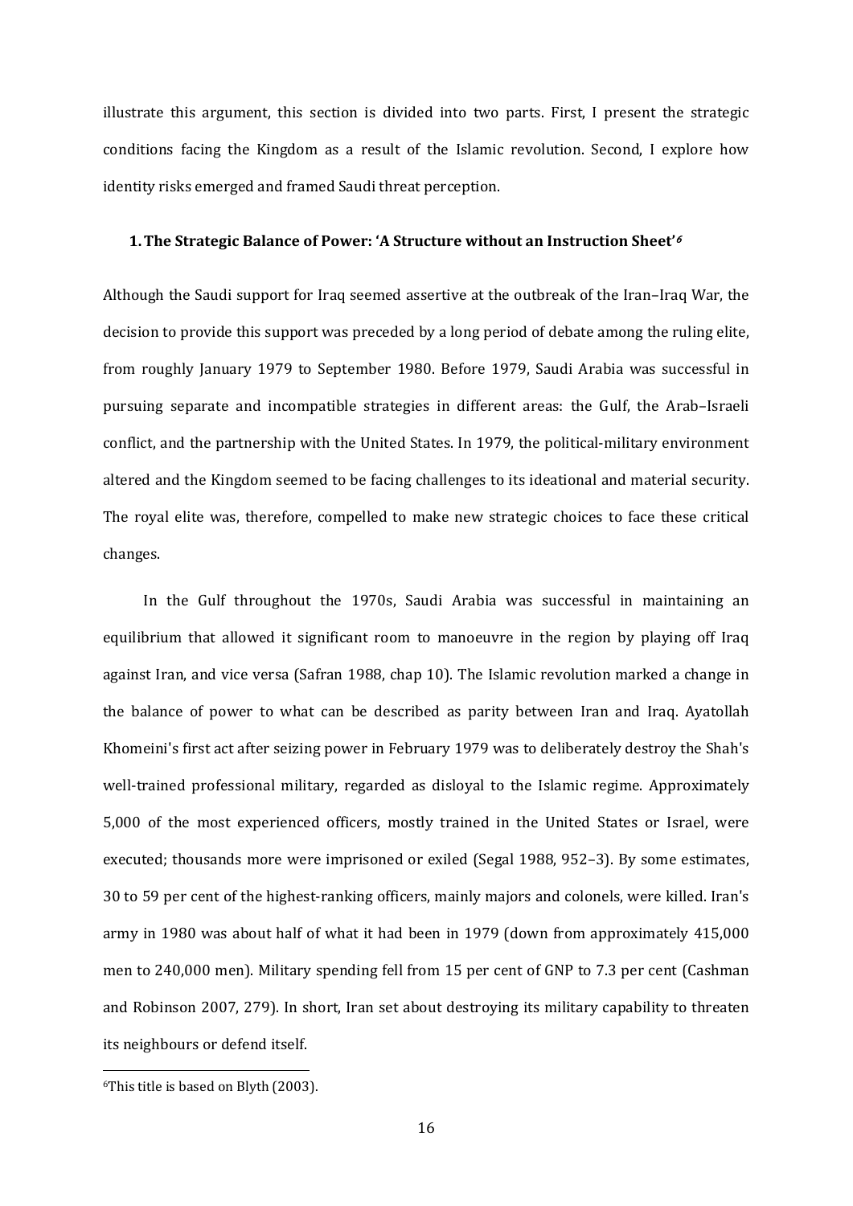illustrate this argument, this section is divided into two parts. First, I present the strategic conditions facing the Kingdom as a result of the Islamic revolution. Second, I explore how identity risks emerged and framed Saudi threat perception.

### 1. The Strategic Balance of Power: 'A Structure without an Instruction Sheet'[6]

Although the Saudi support for Iraq seemed assertive at the outbreak of the Iran–Iraq War, the decision to provide this support was preceded by a long period of debate among the ruling elite, from roughly January 1979 to September 1980. Before 1979, Saudi Arabia was successful in pursuing separate and incompatible strategies in different areas: the Gulf, the Arab–Israeli conflict, and the partnership with the United States. In 1979, the political-military environment altered and the Kingdom seemed to be facing challenges to its ideational and material security. The royal elite was, therefore, compelled to make new strategic choices to face these critical changes.

In the Gulf throughout the 1970s, Saudi Arabia was successful in maintaining an equilibrium that allowed it significant room to manoeuvre in the region by playing off Iraq against Iran, and vice versa (Safran 1988, chap 10). The Islamic revolution marked a change in the balance of power to what can be described as parity between Iran and Iraq. Ayatollah Khomeini's first act after seizing power in February 1979 was to deliberately destroy the Shah's well-trained professional military, regarded as disloyal to the Islamic regime. Approximately 5,000 of the most experienced officers, mostly trained in the United States or Israel, were executed; thousands more were imprisoned or exiled (Segal 1988, 952–3). By some estimates, 30 to 59 per cent of the highest-ranking officers, mainly majors and colonels, were killed. Iran's army in 1980 was about half of what it had been in 1979 (down from approximately 415,000 men to 240,000 men). Military spending fell from 15 per cent of GNP to 7.3 per cent (Cashman and Robinson 2007, 279). In short, Iran set about destroying its military capability to threaten its neighbours or defend itself.

[6] This title is based on Blyth (2003).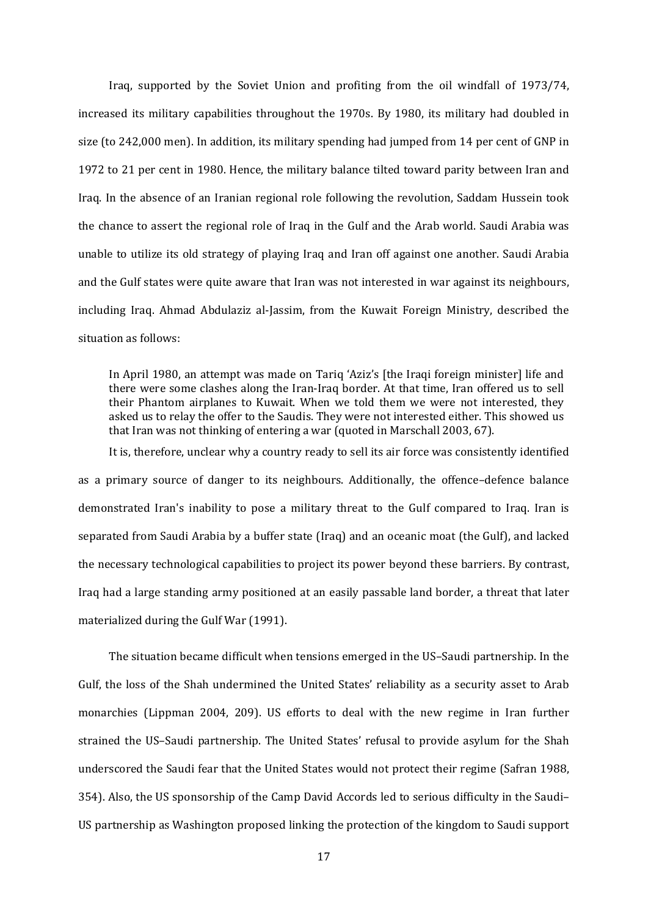Iraq, supported by the Soviet Union and profiting from the oil windfall of 1973/74, increased its military capabilities throughout the 1970s. By 1980, its military had doubled in size (to 242,000 men). In addition, its military spending had jumped from 14 per cent of GNP in 1972 to 21 per cent in 1980. Hence, the military balance tilted toward parity between Iran and Iraq. In the absence of an Iranian regional role following the revolution, Saddam Hussein took the chance to assert the regional role of Iraq in the Gulf and the Arab world. Saudi Arabia was unable to utilize its old strategy of playing Iraq and Iran off against one another. Saudi Arabia and the Gulf states were quite aware that Iran was not interested in war against its neighbours, including Iraq. Ahmad Abdulaziz al-Jassim, from the Kuwait Foreign Ministry, described the situation as follows:

> In April 1980, an attempt was made on Tariq 'Aziz's [the Iraqi foreign minister] life and there were some clashes along the Iran-Iraq border. At that time, Iran offered us to sell their Phantom airplanes to Kuwait. When we told them we were not interested, they asked us to relay the offer to the Saudis. They were not interested either. This showed us that Iran was not thinking of entering a war (quoted in Marschall 2003, 67).

It is, therefore, unclear why a country ready to sell its air force was consistently identified as a primary source of danger to its neighbours. Additionally, the offence–defence balance demonstrated Iran's inability to pose a military threat to the Gulf compared to Iraq. Iran is separated from Saudi Arabia by a buffer state (Iraq) and an oceanic moat (the Gulf), and lacked the necessary technological capabilities to project its power beyond these barriers. By contrast, Iraq had a large standing army positioned at an easily passable land border, a threat that later materialized during the Gulf War (1991).

The situation became difficult when tensions emerged in the US–Saudi partnership. In the Gulf, the loss of the Shah undermined the United States' reliability as a security asset to Arab monarchies (Lippman 2004, 209). US efforts to deal with the new regime in Iran further strained the US–Saudi partnership. The United States' refusal to provide asylum for the Shah underscored the Saudi fear that the United States would not protect their regime (Safran 1988, 354). Also, the US sponsorship of the Camp David Accords led to serious difficulty in the Saudi–US partnership as Washington proposed linking the protection of the kingdom to Saudi support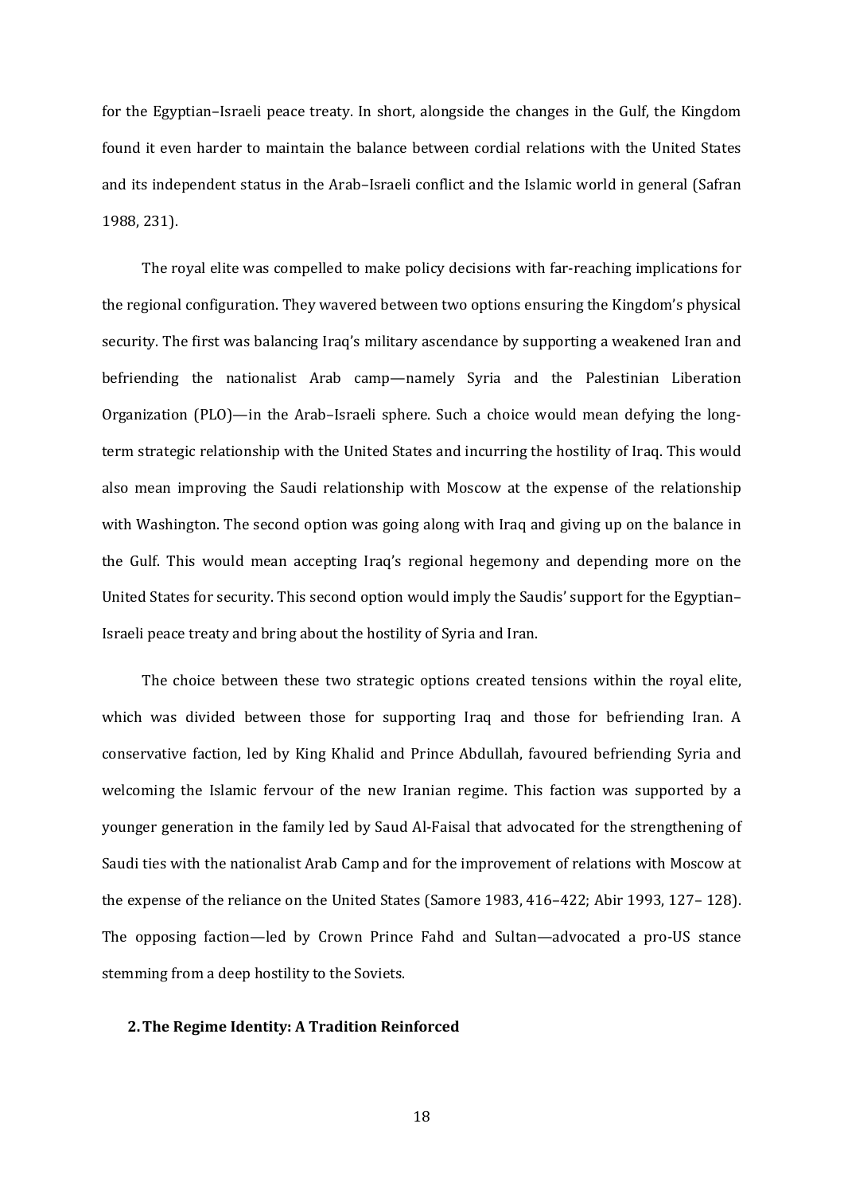for the Egyptian–Israeli peace treaty. In short, alongside the changes in the Gulf, the Kingdom found it even harder to maintain the balance between cordial relations with the United States and its independent status in the Arab–Israeli conflict and the Islamic world in general (Safran 1988, 231).

The royal elite was compelled to make policy decisions with far-reaching implications for the regional configuration. They wavered between two options ensuring the Kingdom's physical security. The first was balancing Iraq's military ascendance by supporting a weakened Iran and befriending the nationalist Arab camp—namely Syria and the Palestinian Liberation Organization (PLO)—in the Arab–Israeli sphere. Such a choice would mean defying the long-term strategic relationship with the United States and incurring the hostility of Iraq. This would also mean improving the Saudi relationship with Moscow at the expense of the relationship with Washington. The second option was going along with Iraq and giving up on the balance in the Gulf. This would mean accepting Iraq's regional hegemony and depending more on the United States for security. This second option would imply the Saudis' support for the Egyptian–Israeli peace treaty and bring about the hostility of Syria and Iran.

The choice between these two strategic options created tensions within the royal elite, which was divided between those for supporting Iraq and those for befriending Iran. A conservative faction, led by King Khalid and Prince Abdullah, favoured befriending Syria and welcoming the Islamic fervour of the new Iranian regime. This faction was supported by a younger generation in the family led by Saud Al-Faisal that advocated for the strengthening of Saudi ties with the nationalist Arab Camp and for the improvement of relations with Moscow at the expense of the reliance on the United States (Samore 1983, 416–422; Abir 1993, 127– 128). The opposing faction—led by Crown Prince Fahd and Sultan—advocated a pro-US stance stemming from a deep hostility to the Soviets.

## 2. The Regime Identity: A Tradition Reinforced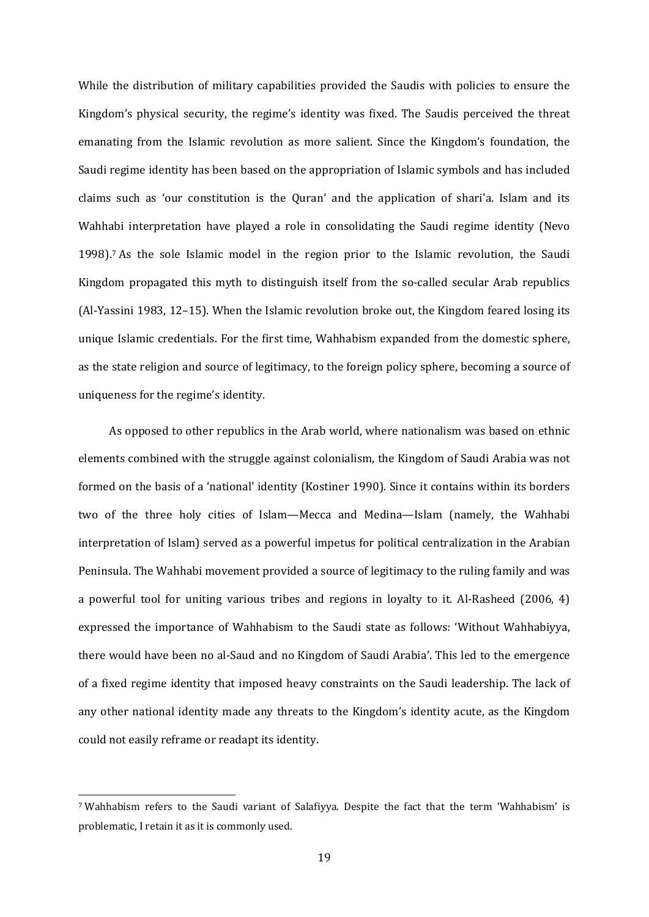While the distribution of military capabilities provided the Saudis with policies to ensure the Kingdom's physical security, the regime's identity was fixed. The Saudis perceived the threat emanating from the Islamic revolution as more salient. Since the Kingdom's foundation, the Saudi regime identity has been based on the appropriation of Islamic symbols and has included claims such as 'our constitution is the Quran' and the application of shari'a. Islam and its Wahhabi interpretation have played a role in consolidating the Saudi regime identity (Nevo 1998).[7] As the sole Islamic model in the region prior to the Islamic revolution, the Saudi Kingdom propagated this myth to distinguish itself from the so-called secular Arab republics (Al-Yassini 1983, 12–15). When the Islamic revolution broke out, the Kingdom feared losing its unique Islamic credentials. For the first time, Wahhabism expanded from the domestic sphere, as the state religion and source of legitimacy, to the foreign policy sphere, becoming a source of uniqueness for the regime's identity.

As opposed to other republics in the Arab world, where nationalism was based on ethnic elements combined with the struggle against colonialism, the Kingdom of Saudi Arabia was not formed on the basis of a 'national' identity (Kostiner 1990). Since it contains within its borders two of the three holy cities of Islam—Mecca and Medina—Islam (namely, the Wahhabi interpretation of Islam) served as a powerful impetus for political centralization in the Arabian Peninsula. The Wahhabi movement provided a source of legitimacy to the ruling family and was a powerful tool for uniting various tribes and regions in loyalty to it. Al-Rasheed (2006, 4) expressed the importance of Wahhabism to the Saudi state as follows: 'Without Wahhabiyya, there would have been no al-Saud and no Kingdom of Saudi Arabia'. This led to the emergence of a fixed regime identity that imposed heavy constraints on the Saudi leadership. The lack of any other national identity made any threats to the Kingdom's identity acute, as the Kingdom could not easily reframe or readapt its identity.

---

[7] Wahhabism refers to the Saudi variant of Salafiyya. Despite the fact that the term 'Wahhabism' is problematic, I retain it as it is commonly used.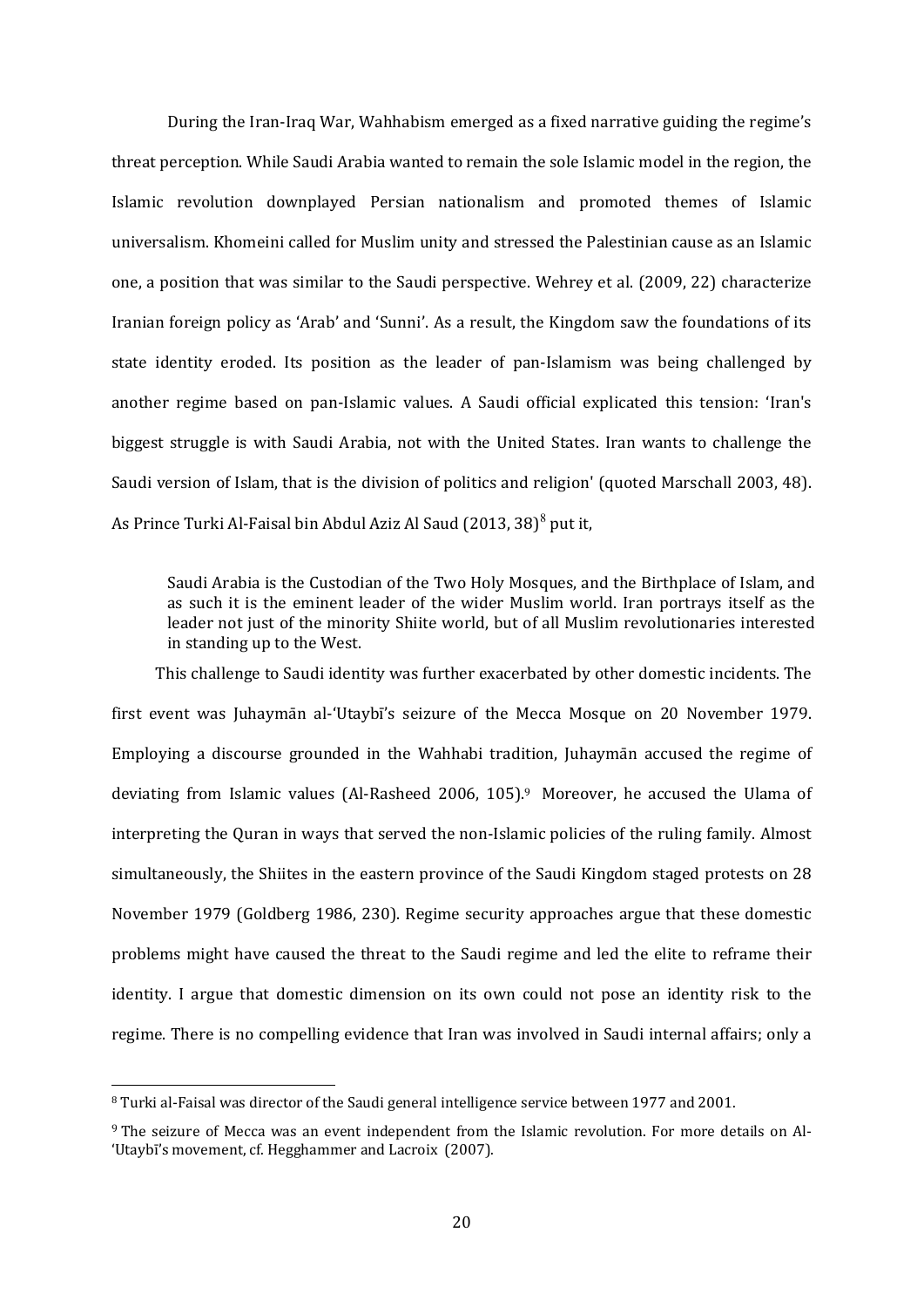During the Iran-Iraq War, Wahhabism emerged as a fixed narrative guiding the regime's threat perception. While Saudi Arabia wanted to remain the sole Islamic model in the region, the Islamic revolution downplayed Persian nationalism and promoted themes of Islamic universalism. Khomeini called for Muslim unity and stressed the Palestinian cause as an Islamic one, a position that was similar to the Saudi perspective. Wehrey et al. (2009, 22) characterize Iranian foreign policy as 'Arab' and 'Sunni'. As a result, the Kingdom saw the foundations of its state identity eroded. Its position as the leader of pan-Islamism was being challenged by another regime based on pan-Islamic values. A Saudi official explicated this tension: 'Iran's biggest struggle is with Saudi Arabia, not with the United States. Iran wants to challenge the Saudi version of Islam, that is the division of politics and religion' (quoted Marschall 2003, 48). As Prince Turki Al-Faisal bin Abdul Aziz Al Saud (2013, 38)[8] put it,

> Saudi Arabia is the Custodian of the Two Holy Mosques, and the Birthplace of Islam, and as such it is the eminent leader of the wider Muslim world. Iran portrays itself as the leader not just of the minority Shiite world, but of all Muslim revolutionaries interested in standing up to the West.

This challenge to Saudi identity was further exacerbated by other domestic incidents. The first event was Juhaymān al-'Utaybī's seizure of the Mecca Mosque on 20 November 1979. Employing a discourse grounded in the Wahhabi tradition, Juhaymān accused the regime of deviating from Islamic values (Al-Rasheed 2006, 105).[9] Moreover, he accused the Ulama of interpreting the Quran in ways that served the non-Islamic policies of the ruling family. Almost simultaneously, the Shiites in the eastern province of the Saudi Kingdom staged protests on 28 November 1979 (Goldberg 1986, 230). Regime security approaches argue that these domestic problems might have caused the threat to the Saudi regime and led the elite to reframe their identity. I argue that domestic dimension on its own could not pose an identity risk to the regime. There is no compelling evidence that Iran was involved in Saudi internal affairs; only a

---

[8] Turki al-Faisal was director of the Saudi general intelligence service between 1977 and 2001.

[9] The seizure of Mecca was an event independent from the Islamic revolution. For more details on Al-'Utaybī's movement, cf. Hegghammer and Lacroix (2007).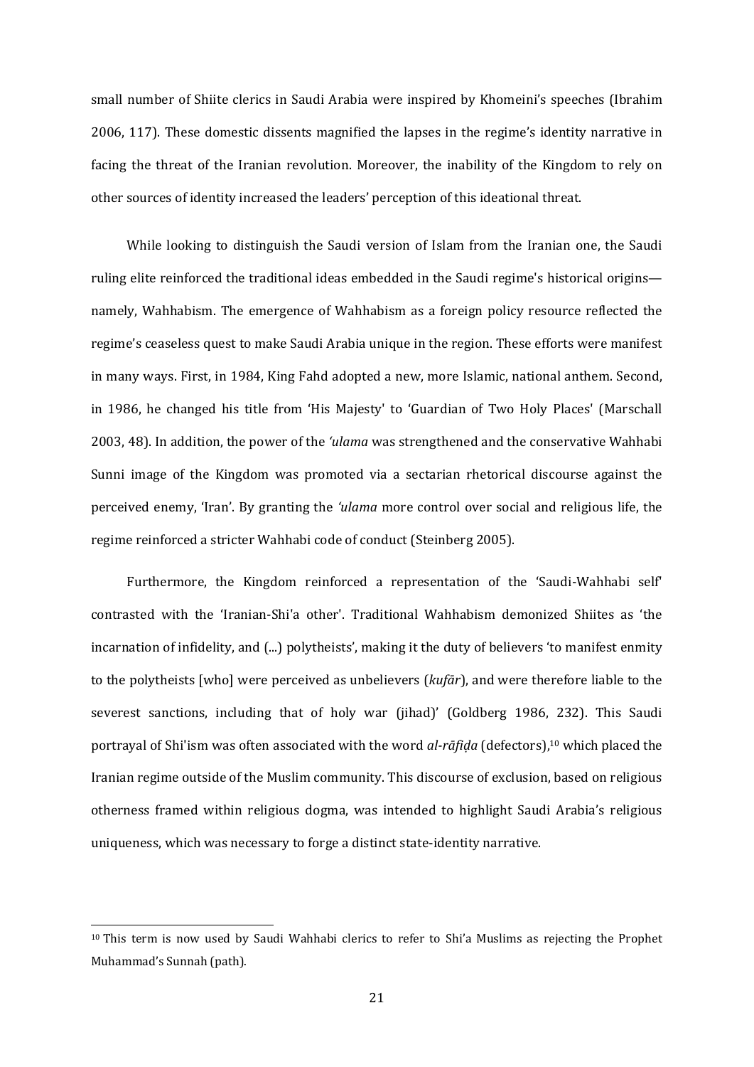small number of Shiite clerics in Saudi Arabia were inspired by Khomeini's speeches (Ibrahim 2006, 117). These domestic dissents magnified the lapses in the regime's identity narrative in facing the threat of the Iranian revolution. Moreover, the inability of the Kingdom to rely on other sources of identity increased the leaders' perception of this ideational threat.

While looking to distinguish the Saudi version of Islam from the Iranian one, the Saudi ruling elite reinforced the traditional ideas embedded in the Saudi regime's historical origins—namely, Wahhabism. The emergence of Wahhabism as a foreign policy resource reflected the regime's ceaseless quest to make Saudi Arabia unique in the region. These efforts were manifest in many ways. First, in 1984, King Fahd adopted a new, more Islamic, national anthem. Second, in 1986, he changed his title from 'His Majesty' to 'Guardian of Two Holy Places' (Marschall 2003, 48). In addition, the power of the *'ulama* was strengthened and the conservative Wahhabi Sunni image of the Kingdom was promoted via a sectarian rhetorical discourse against the perceived enemy, 'Iran'. By granting the *'ulama* more control over social and religious life, the regime reinforced a stricter Wahhabi code of conduct (Steinberg 2005).

Furthermore, the Kingdom reinforced a representation of the 'Saudi-Wahhabi self' contrasted with the 'Iranian-Shi'a other'. Traditional Wahhabism demonized Shiites as 'the incarnation of infidelity, and (...) polytheists', making it the duty of believers 'to manifest enmity to the polytheists [who] were perceived as unbelievers (*kufãr*), and were therefore liable to the severest sanctions, including that of holy war (jihad)' (Goldberg 1986, 232). This Saudi portrayal of Shi'ism was often associated with the word *al-rãfiḍa* (defectors),[10] which placed the Iranian regime outside of the Muslim community. This discourse of exclusion, based on religious otherness framed within religious dogma, was intended to highlight Saudi Arabia's religious uniqueness, which was necessary to forge a distinct state-identity narrative.

---

[10] This term is now used by Saudi Wahhabi clerics to refer to Shi'a Muslims as rejecting the Prophet Muhammad's Sunnah (path).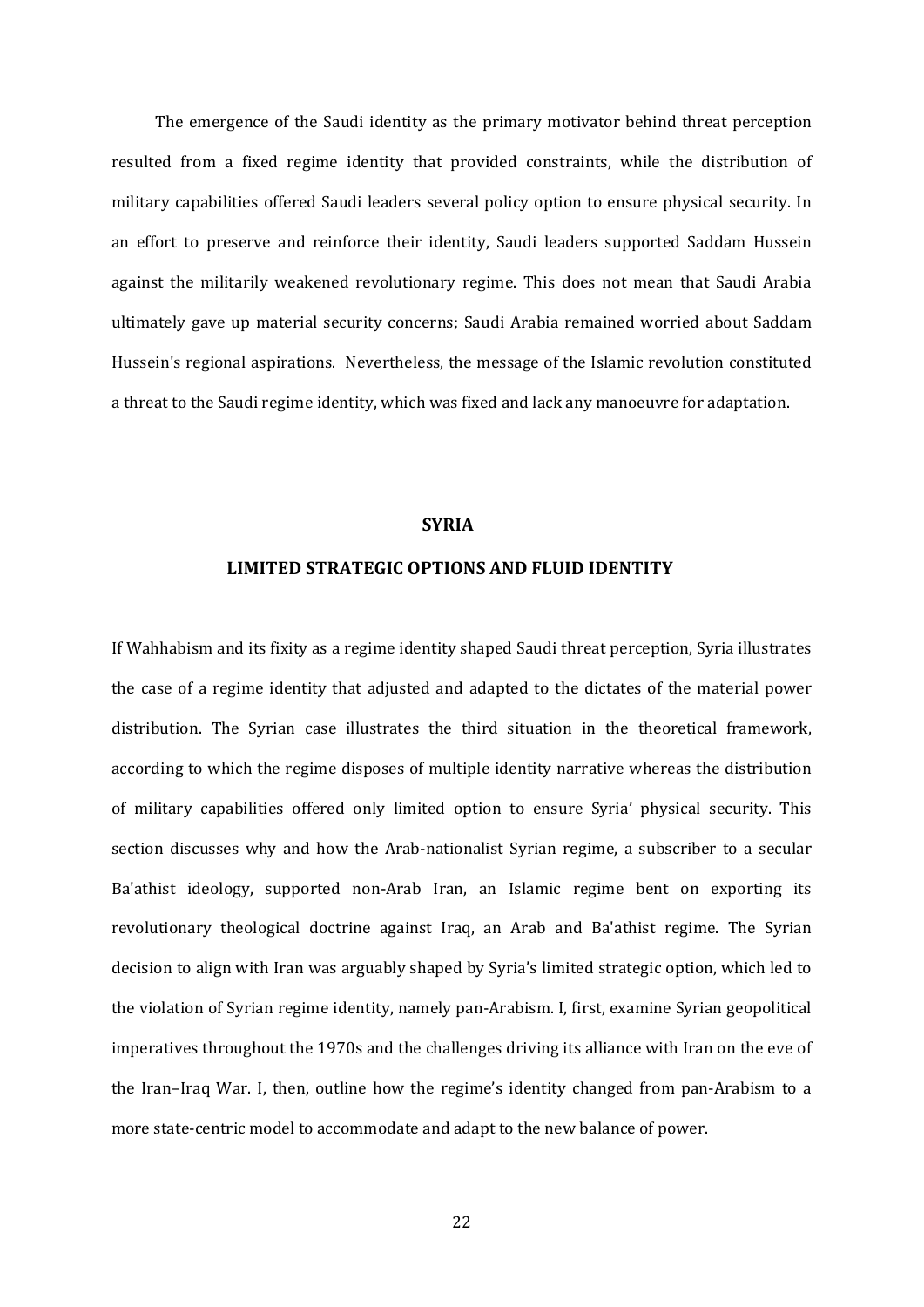The emergence of the Saudi identity as the primary motivator behind threat perception resulted from a fixed regime identity that provided constraints, while the distribution of military capabilities offered Saudi leaders several policy option to ensure physical security. In an effort to preserve and reinforce their identity, Saudi leaders supported Saddam Hussein against the militarily weakened revolutionary regime. This does not mean that Saudi Arabia ultimately gave up material security concerns; Saudi Arabia remained worried about Saddam Hussein's regional aspirations. Nevertheless, the message of the Islamic revolution constituted a threat to the Saudi regime identity, which was fixed and lack any manoeuvre for adaptation.

## SYRIA

## LIMITED STRATEGIC OPTIONS AND FLUID IDENTITY

If Wahhabism and its fixity as a regime identity shaped Saudi threat perception, Syria illustrates the case of a regime identity that adjusted and adapted to the dictates of the material power distribution. The Syrian case illustrates the third situation in the theoretical framework, according to which the regime disposes of multiple identity narrative whereas the distribution of military capabilities offered only limited option to ensure Syria' physical security. This section discusses why and how the Arab-nationalist Syrian regime, a subscriber to a secular Ba'athist ideology, supported non-Arab Iran, an Islamic regime bent on exporting its revolutionary theological doctrine against Iraq, an Arab and Ba'athist regime. The Syrian decision to align with Iran was arguably shaped by Syria's limited strategic option, which led to the violation of Syrian regime identity, namely pan-Arabism. I, first, examine Syrian geopolitical imperatives throughout the 1970s and the challenges driving its alliance with Iran on the eve of the Iran–Iraq War. I, then, outline how the regime's identity changed from pan-Arabism to a more state-centric model to accommodate and adapt to the new balance of power.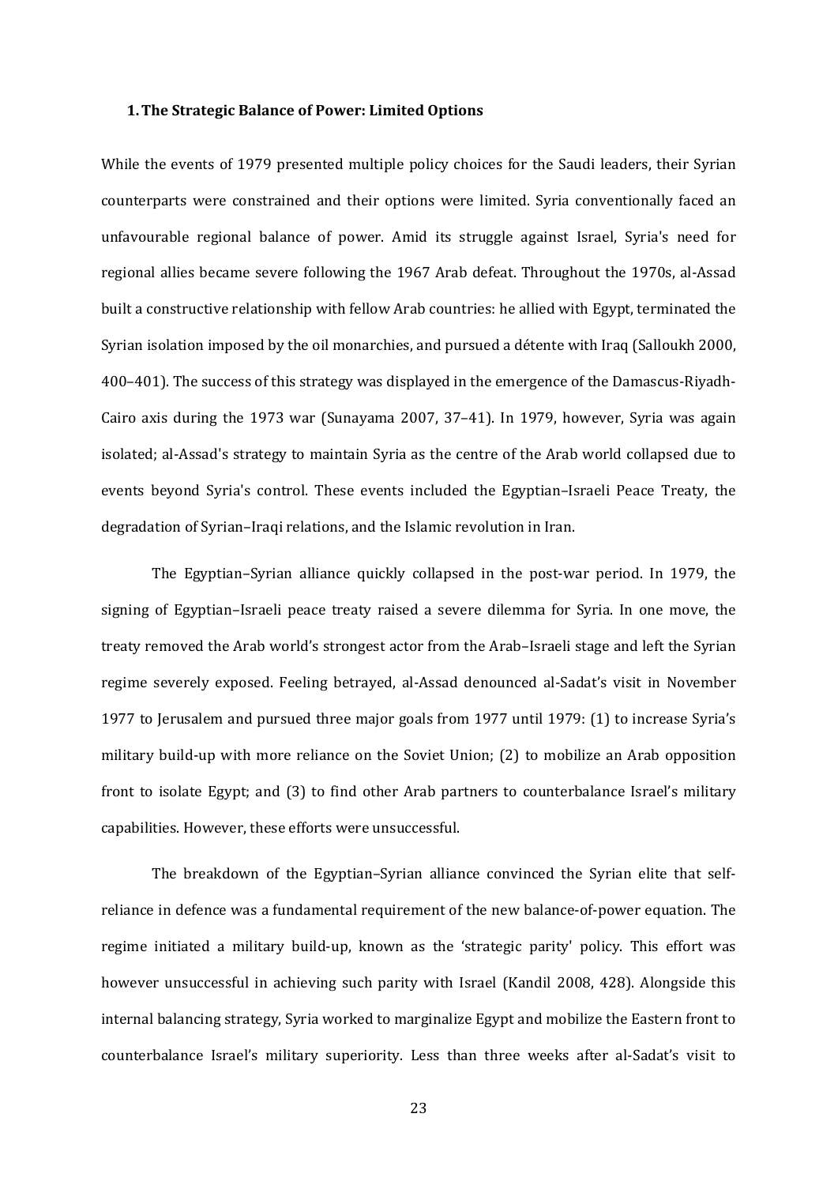### 1. The Strategic Balance of Power: Limited Options

While the events of 1979 presented multiple policy choices for the Saudi leaders, their Syrian counterparts were constrained and their options were limited. Syria conventionally faced an unfavourable regional balance of power. Amid its struggle against Israel, Syria's need for regional allies became severe following the 1967 Arab defeat. Throughout the 1970s, al-Assad built a constructive relationship with fellow Arab countries: he allied with Egypt, terminated the Syrian isolation imposed by the oil monarchies, and pursued a détente with Iraq (Salloukh 2000, 400–401). The success of this strategy was displayed in the emergence of the Damascus-Riyadh-Cairo axis during the 1973 war (Sunayama 2007, 37–41). In 1979, however, Syria was again isolated; al-Assad's strategy to maintain Syria as the centre of the Arab world collapsed due to events beyond Syria's control. These events included the Egyptian–Israeli Peace Treaty, the degradation of Syrian–Iraqi relations, and the Islamic revolution in Iran.

The Egyptian–Syrian alliance quickly collapsed in the post-war period. In 1979, the signing of Egyptian–Israeli peace treaty raised a severe dilemma for Syria. In one move, the treaty removed the Arab world's strongest actor from the Arab–Israeli stage and left the Syrian regime severely exposed. Feeling betrayed, al-Assad denounced al-Sadat's visit in November 1977 to Jerusalem and pursued three major goals from 1977 until 1979: (1) to increase Syria's military build-up with more reliance on the Soviet Union; (2) to mobilize an Arab opposition front to isolate Egypt; and (3) to find other Arab partners to counterbalance Israel's military capabilities. However, these efforts were unsuccessful.

The breakdown of the Egyptian–Syrian alliance convinced the Syrian elite that self-reliance in defence was a fundamental requirement of the new balance-of-power equation. The regime initiated a military build-up, known as the 'strategic parity' policy. This effort was however unsuccessful in achieving such parity with Israel (Kandil 2008, 428). Alongside this internal balancing strategy, Syria worked to marginalize Egypt and mobilize the Eastern front to counterbalance Israel's military superiority. Less than three weeks after al-Sadat's visit to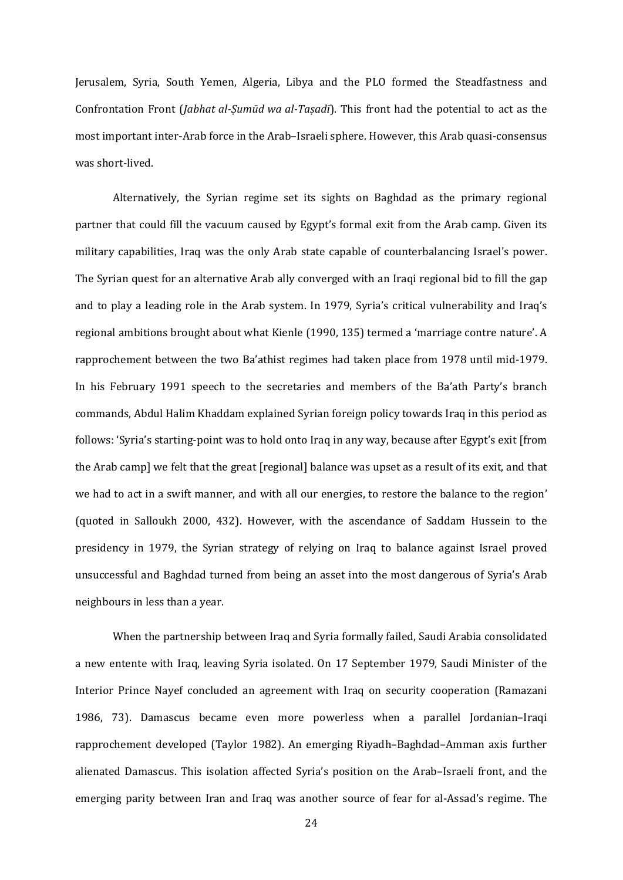Jerusalem, Syria, South Yemen, Algeria, Libya and the PLO formed the Steadfastness and Confrontation Front (*Jabhat al-Ṣumūd wa al-Taṣadī*). This front had the potential to act as the most important inter-Arab force in the Arab–Israeli sphere. However, this Arab quasi-consensus was short-lived.

Alternatively, the Syrian regime set its sights on Baghdad as the primary regional partner that could fill the vacuum caused by Egypt's formal exit from the Arab camp. Given its military capabilities, Iraq was the only Arab state capable of counterbalancing Israel's power. The Syrian quest for an alternative Arab ally converged with an Iraqi regional bid to fill the gap and to play a leading role in the Arab system. In 1979, Syria's critical vulnerability and Iraq's regional ambitions brought about what Kienle (1990, 135) termed a 'marriage contre nature'. A rapprochement between the two Ba'athist regimes had taken place from 1978 until mid-1979. In his February 1991 speech to the secretaries and members of the Ba'ath Party's branch commands, Abdul Halim Khaddam explained Syrian foreign policy towards Iraq in this period as follows: 'Syria's starting-point was to hold onto Iraq in any way, because after Egypt's exit [from the Arab camp] we felt that the great [regional] balance was upset as a result of its exit, and that we had to act in a swift manner, and with all our energies, to restore the balance to the region' (quoted in Salloukh 2000, 432). However, with the ascendance of Saddam Hussein to the presidency in 1979, the Syrian strategy of relying on Iraq to balance against Israel proved unsuccessful and Baghdad turned from being an asset into the most dangerous of Syria's Arab neighbours in less than a year.

When the partnership between Iraq and Syria formally failed, Saudi Arabia consolidated a new entente with Iraq, leaving Syria isolated. On 17 September 1979, Saudi Minister of the Interior Prince Nayef concluded an agreement with Iraq on security cooperation (Ramazani 1986, 73). Damascus became even more powerless when a parallel Jordanian–Iraqi rapprochement developed (Taylor 1982). An emerging Riyadh–Baghdad–Amman axis further alienated Damascus. This isolation affected Syria's position on the Arab–Israeli front, and the emerging parity between Iran and Iraq was another source of fear for al-Assad's regime. The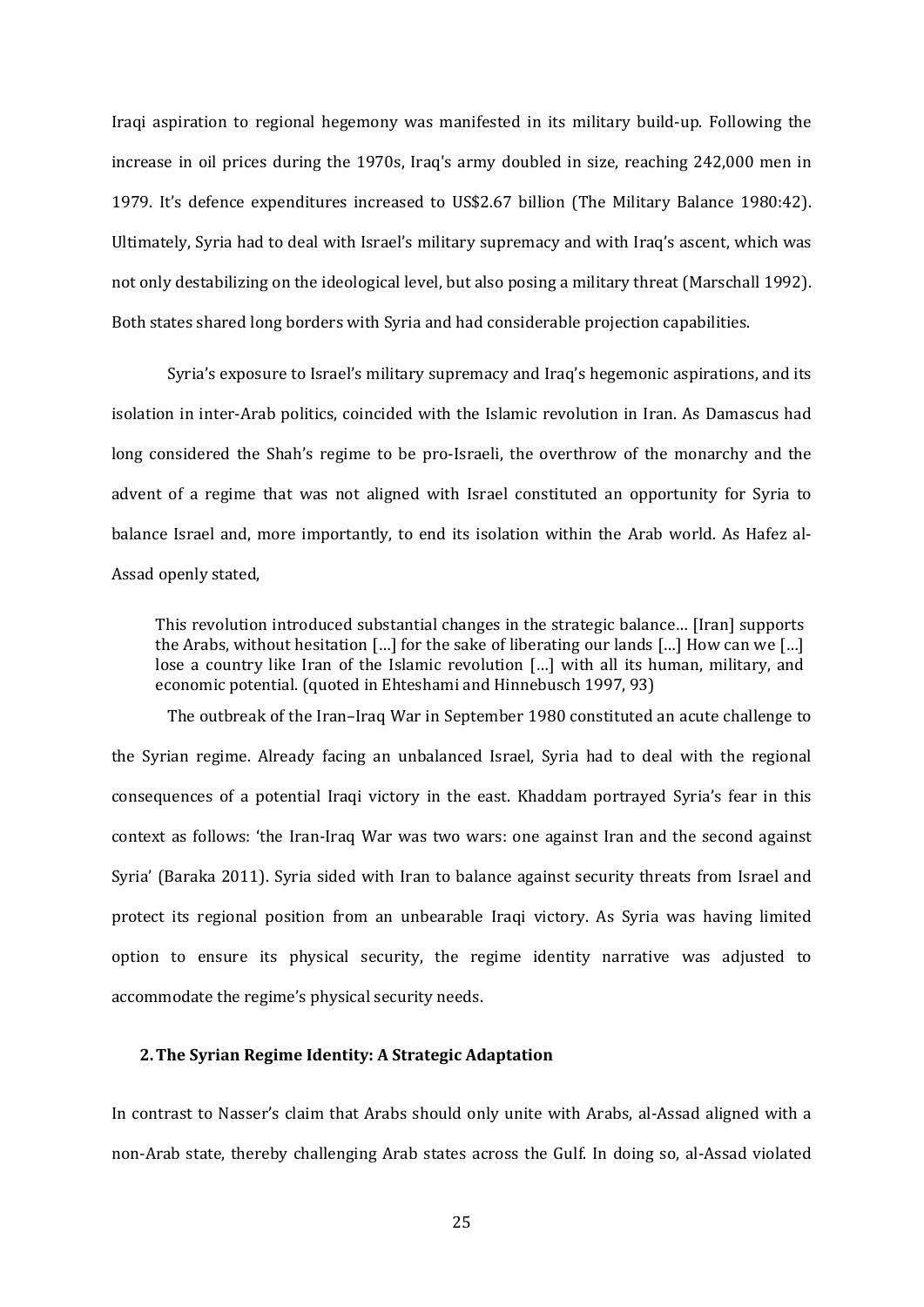Iraqi aspiration to regional hegemony was manifested in its military build-up. Following the increase in oil prices during the 1970s, Iraq's army doubled in size, reaching 242,000 men in 1979. It's defence expenditures increased to US$2.67 billion (The Military Balance 1980:42). Ultimately, Syria had to deal with Israel's military supremacy and with Iraq's ascent, which was not only destabilizing on the ideological level, but also posing a military threat (Marschall 1992). Both states shared long borders with Syria and had considerable projection capabilities.

Syria's exposure to Israel's military supremacy and Iraq's hegemonic aspirations, and its isolation in inter-Arab politics, coincided with the Islamic revolution in Iran. As Damascus had long considered the Shah's regime to be pro-Israeli, the overthrow of the monarchy and the advent of a regime that was not aligned with Israel constituted an opportunity for Syria to balance Israel and, more importantly, to end its isolation within the Arab world. As Hafez al-Assad openly stated,

> This revolution introduced substantial changes in the strategic balance… [Iran] supports the Arabs, without hesitation […] for the sake of liberating our lands […] How can we […] lose a country like Iran of the Islamic revolution […] with all its human, military, and economic potential. (quoted in Ehteshami and Hinnebusch 1997, 93)

The outbreak of the Iran–Iraq War in September 1980 constituted an acute challenge to the Syrian regime. Already facing an unbalanced Israel, Syria had to deal with the regional consequences of a potential Iraqi victory in the east. Khaddam portrayed Syria's fear in this context as follows: 'the Iran-Iraq War was two wars: one against Iran and the second against Syria' (Baraka 2011). Syria sided with Iran to balance against security threats from Israel and protect its regional position from an unbearable Iraqi victory. As Syria was having limited option to ensure its physical security, the regime identity narrative was adjusted to accommodate the regime's physical security needs.

## 2. The Syrian Regime Identity: A Strategic Adaptation

In contrast to Nasser's claim that Arabs should only unite with Arabs, al-Assad aligned with a non-Arab state, thereby challenging Arab states across the Gulf. In doing so, al-Assad violated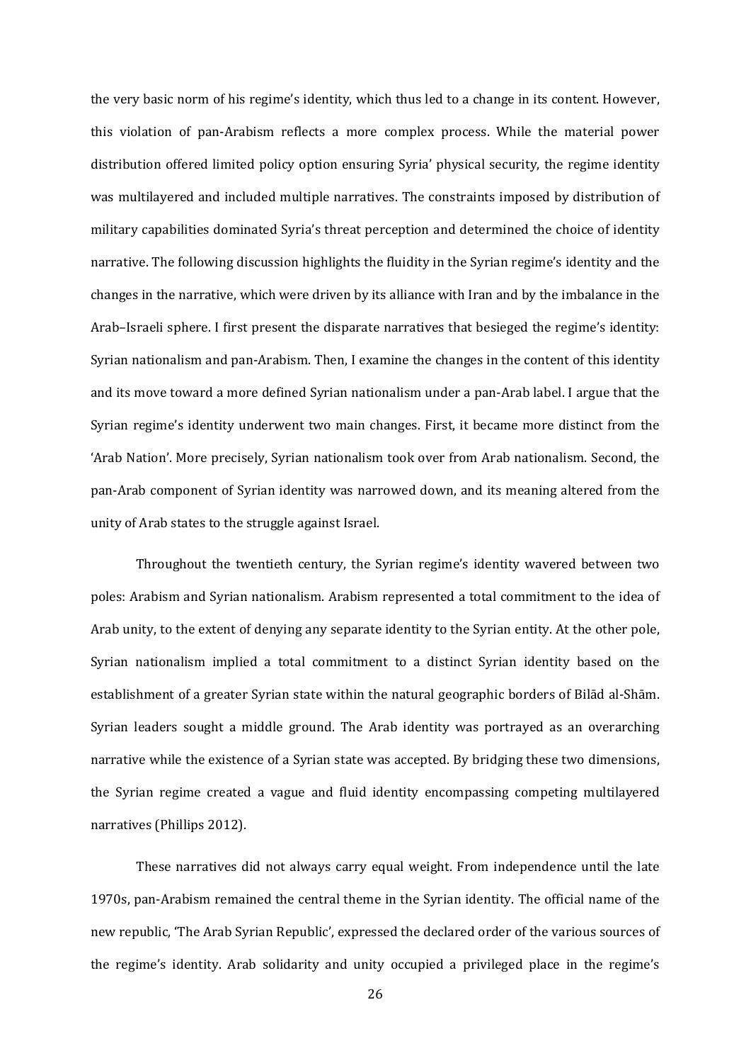the very basic norm of his regime's identity, which thus led to a change in its content. However, this violation of pan-Arabism reflects a more complex process. While the material power distribution offered limited policy option ensuring Syria' physical security, the regime identity was multilayered and included multiple narratives. The constraints imposed by distribution of military capabilities dominated Syria's threat perception and determined the choice of identity narrative. The following discussion highlights the fluidity in the Syrian regime's identity and the changes in the narrative, which were driven by its alliance with Iran and by the imbalance in the Arab–Israeli sphere. I first present the disparate narratives that besieged the regime's identity: Syrian nationalism and pan-Arabism. Then, I examine the changes in the content of this identity and its move toward a more defined Syrian nationalism under a pan-Arab label. I argue that the Syrian regime's identity underwent two main changes. First, it became more distinct from the 'Arab Nation'. More precisely, Syrian nationalism took over from Arab nationalism. Second, the pan-Arab component of Syrian identity was narrowed down, and its meaning altered from the unity of Arab states to the struggle against Israel.

Throughout the twentieth century, the Syrian regime's identity wavered between two poles: Arabism and Syrian nationalism. Arabism represented a total commitment to the idea of Arab unity, to the extent of denying any separate identity to the Syrian entity. At the other pole, Syrian nationalism implied a total commitment to a distinct Syrian identity based on the establishment of a greater Syrian state within the natural geographic borders of Bilād al-Shām. Syrian leaders sought a middle ground. The Arab identity was portrayed as an overarching narrative while the existence of a Syrian state was accepted. By bridging these two dimensions, the Syrian regime created a vague and fluid identity encompassing competing multilayered narratives (Phillips 2012).

These narratives did not always carry equal weight. From independence until the late 1970s, pan-Arabism remained the central theme in the Syrian identity. The official name of the new republic, 'The Arab Syrian Republic', expressed the declared order of the various sources of the regime's identity. Arab solidarity and unity occupied a privileged place in the regime's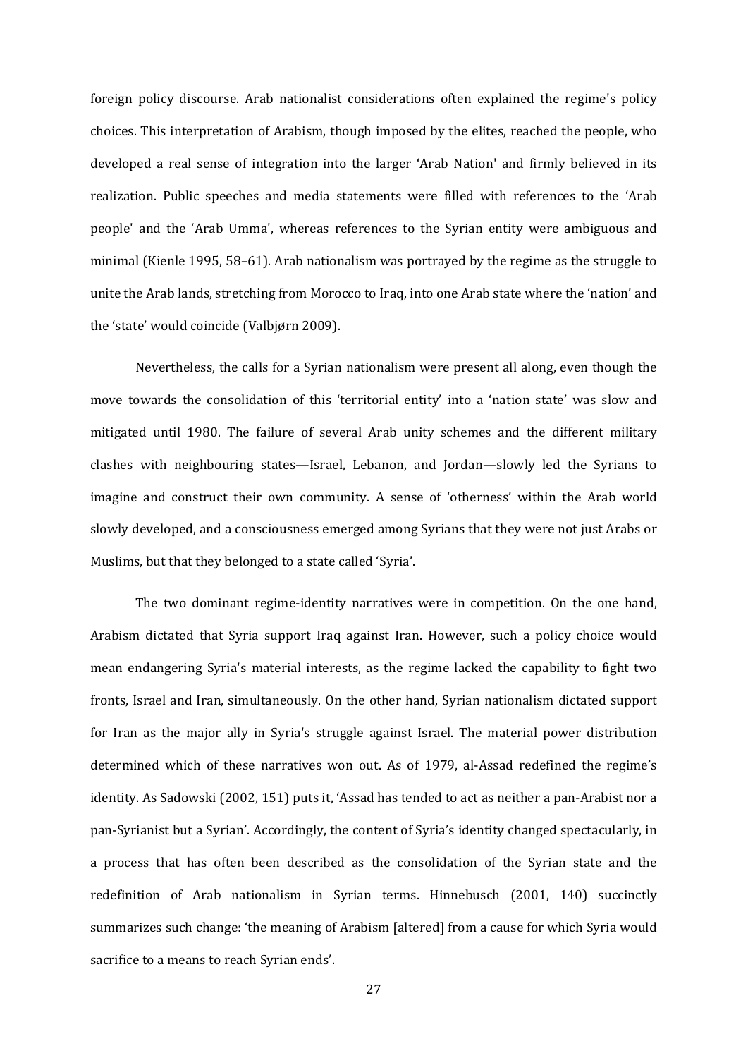foreign policy discourse. Arab nationalist considerations often explained the regime's policy choices. This interpretation of Arabism, though imposed by the elites, reached the people, who developed a real sense of integration into the larger 'Arab Nation' and firmly believed in its realization. Public speeches and media statements were filled with references to the 'Arab people' and the 'Arab Umma', whereas references to the Syrian entity were ambiguous and minimal (Kienle 1995, 58–61). Arab nationalism was portrayed by the regime as the struggle to unite the Arab lands, stretching from Morocco to Iraq, into one Arab state where the 'nation' and the 'state' would coincide (Valbjørn 2009).

Nevertheless, the calls for a Syrian nationalism were present all along, even though the move towards the consolidation of this 'territorial entity' into a 'nation state' was slow and mitigated until 1980. The failure of several Arab unity schemes and the different military clashes with neighbouring states—Israel, Lebanon, and Jordan—slowly led the Syrians to imagine and construct their own community. A sense of 'otherness' within the Arab world slowly developed, and a consciousness emerged among Syrians that they were not just Arabs or Muslims, but that they belonged to a state called 'Syria'.

The two dominant regime-identity narratives were in competition. On the one hand, Arabism dictated that Syria support Iraq against Iran. However, such a policy choice would mean endangering Syria's material interests, as the regime lacked the capability to fight two fronts, Israel and Iran, simultaneously. On the other hand, Syrian nationalism dictated support for Iran as the major ally in Syria's struggle against Israel. The material power distribution determined which of these narratives won out. As of 1979, al-Assad redefined the regime's identity. As Sadowski (2002, 151) puts it, 'Assad has tended to act as neither a pan-Arabist nor a pan-Syrianist but a Syrian'. Accordingly, the content of Syria's identity changed spectacularly, in a process that has often been described as the consolidation of the Syrian state and the redefinition of Arab nationalism in Syrian terms. Hinnebusch (2001, 140) succinctly summarizes such change: 'the meaning of Arabism [altered] from a cause for which Syria would sacrifice to a means to reach Syrian ends'.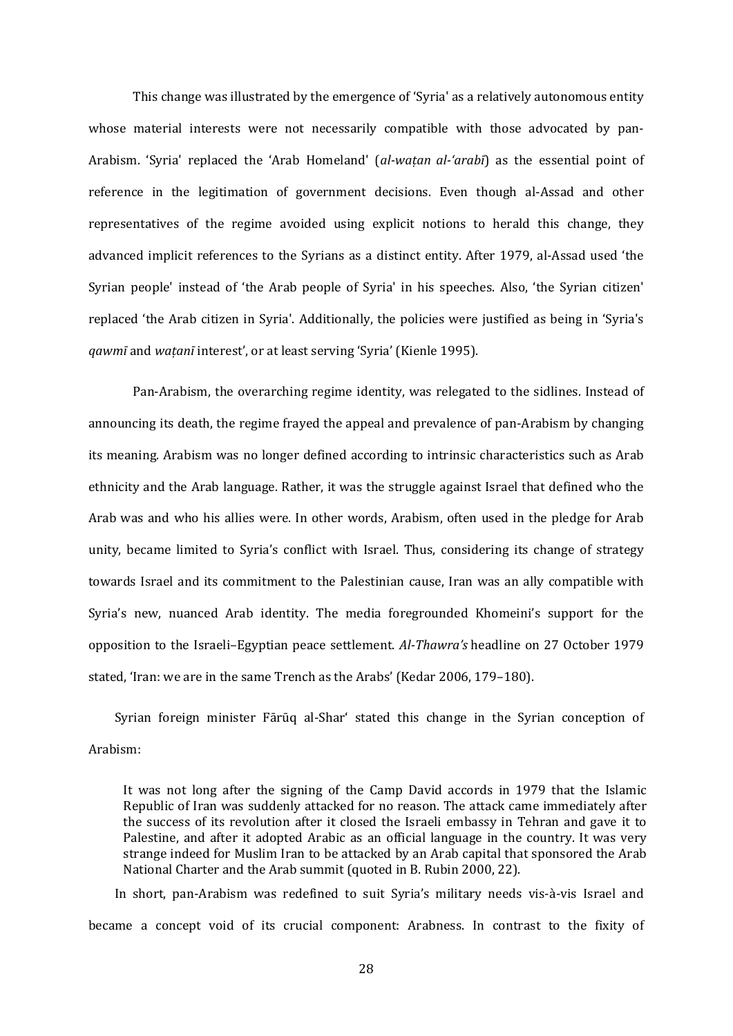This change was illustrated by the emergence of 'Syria' as a relatively autonomous entity whose material interests were not necessarily compatible with those advocated by pan-Arabism. 'Syria' replaced the 'Arab Homeland' (*al-waṭan al-'arabī*) as the essential point of reference in the legitimation of government decisions. Even though al-Assad and other representatives of the regime avoided using explicit notions to herald this change, they advanced implicit references to the Syrians as a distinct entity. After 1979, al-Assad used 'the Syrian people' instead of 'the Arab people of Syria' in his speeches. Also, 'the Syrian citizen' replaced 'the Arab citizen in Syria'. Additionally, the policies were justified as being in 'Syria's *qawmī* and *waṭanī* interest', or at least serving 'Syria' (Kienle 1995).

Pan-Arabism, the overarching regime identity, was relegated to the sidlines. Instead of announcing its death, the regime frayed the appeal and prevalence of pan-Arabism by changing its meaning. Arabism was no longer defined according to intrinsic characteristics such as Arab ethnicity and the Arab language. Rather, it was the struggle against Israel that defined who the Arab was and who his allies were. In other words, Arabism, often used in the pledge for Arab unity, became limited to Syria's conflict with Israel. Thus, considering its change of strategy towards Israel and its commitment to the Palestinian cause, Iran was an ally compatible with Syria's new, nuanced Arab identity. The media foregrounded Khomeini's support for the opposition to the Israeli–Egyptian peace settlement. *Al-Thawra's* headline on 27 October 1979 stated, 'Iran: we are in the same Trench as the Arabs' (Kedar 2006, 179–180).

Syrian foreign minister Fārūq al-Shar' stated this change in the Syrian conception of Arabism:

> It was not long after the signing of the Camp David accords in 1979 that the Islamic Republic of Iran was suddenly attacked for no reason. The attack came immediately after the success of its revolution after it closed the Israeli embassy in Tehran and gave it to Palestine, and after it adopted Arabic as an official language in the country. It was very strange indeed for Muslim Iran to be attacked by an Arab capital that sponsored the Arab National Charter and the Arab summit (quoted in B. Rubin 2000, 22).

In short, pan-Arabism was redefined to suit Syria's military needs vis-à-vis Israel and became a concept void of its crucial component: Arabness. In contrast to the fixity of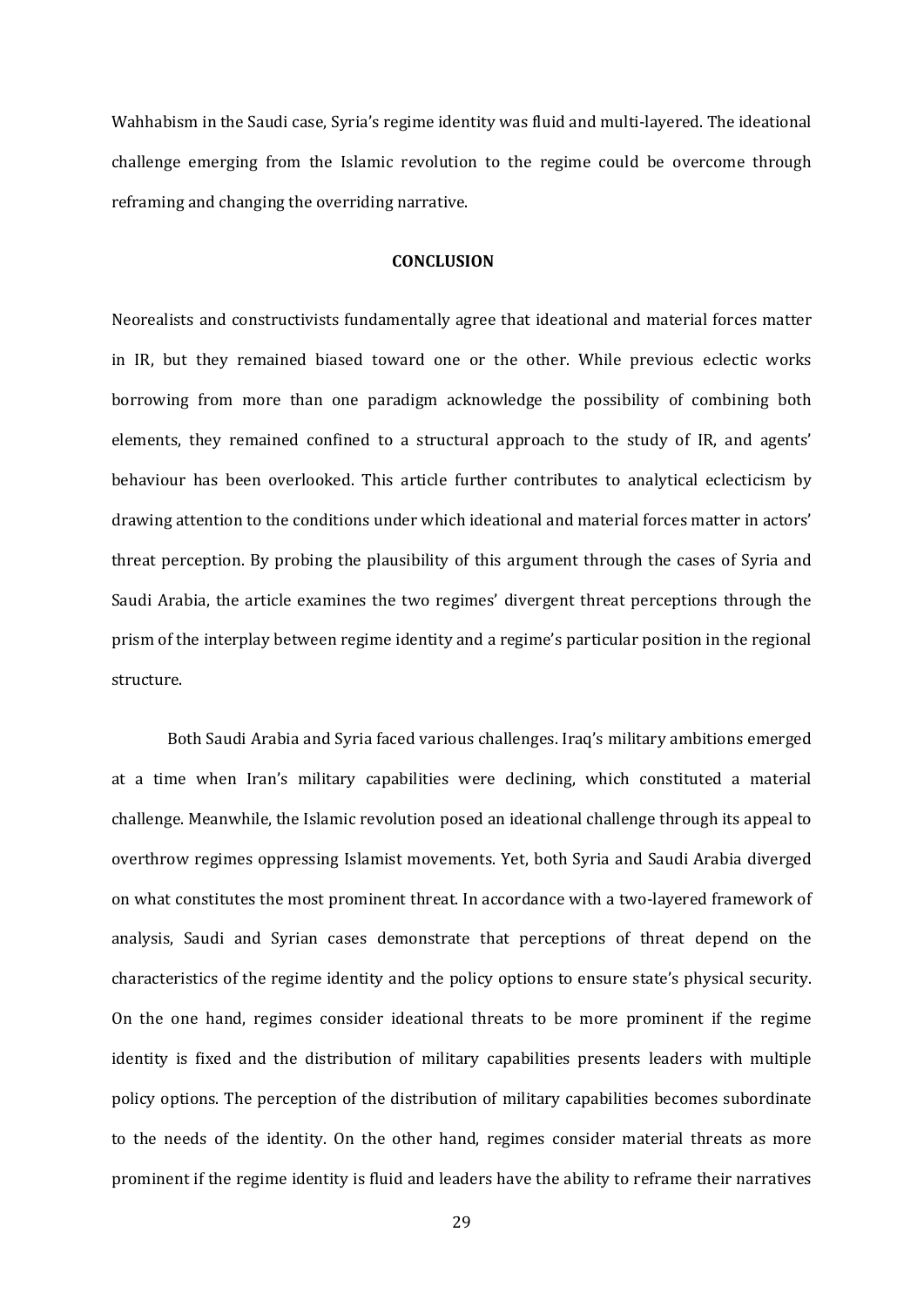Wahhabism in the Saudi case, Syria's regime identity was fluid and multi-layered. The ideational challenge emerging from the Islamic revolution to the regime could be overcome through reframing and changing the overriding narrative.

## CONCLUSION

Neorealists and constructivists fundamentally agree that ideational and material forces matter in IR, but they remained biased toward one or the other. While previous eclectic works borrowing from more than one paradigm acknowledge the possibility of combining both elements, they remained confined to a structural approach to the study of IR, and agents' behaviour has been overlooked. This article further contributes to analytical eclecticism by drawing attention to the conditions under which ideational and material forces matter in actors' threat perception. By probing the plausibility of this argument through the cases of Syria and Saudi Arabia, the article examines the two regimes' divergent threat perceptions through the prism of the interplay between regime identity and a regime's particular position in the regional structure.

Both Saudi Arabia and Syria faced various challenges. Iraq's military ambitions emerged at a time when Iran's military capabilities were declining, which constituted a material challenge. Meanwhile, the Islamic revolution posed an ideational challenge through its appeal to overthrow regimes oppressing Islamist movements. Yet, both Syria and Saudi Arabia diverged on what constitutes the most prominent threat. In accordance with a two-layered framework of analysis, Saudi and Syrian cases demonstrate that perceptions of threat depend on the characteristics of the regime identity and the policy options to ensure state's physical security. On the one hand, regimes consider ideational threats to be more prominent if the regime identity is fixed and the distribution of military capabilities presents leaders with multiple policy options. The perception of the distribution of military capabilities becomes subordinate to the needs of the identity. On the other hand, regimes consider material threats as more prominent if the regime identity is fluid and leaders have the ability to reframe their narratives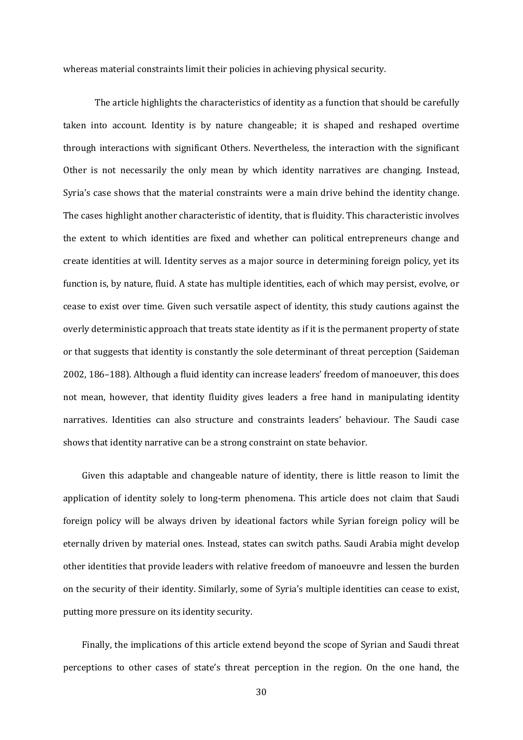whereas material constraints limit their policies in achieving physical security.

The article highlights the characteristics of identity as a function that should be carefully taken into account. Identity is by nature changeable; it is shaped and reshaped overtime through interactions with significant Others. Nevertheless, the interaction with the significant Other is not necessarily the only mean by which identity narratives are changing. Instead, Syria's case shows that the material constraints were a main drive behind the identity change. The cases highlight another characteristic of identity, that is fluidity. This characteristic involves the extent to which identities are fixed and whether can political entrepreneurs change and create identities at will. Identity serves as a major source in determining foreign policy, yet its function is, by nature, fluid. A state has multiple identities, each of which may persist, evolve, or cease to exist over time. Given such versatile aspect of identity, this study cautions against the overly deterministic approach that treats state identity as if it is the permanent property of state or that suggests that identity is constantly the sole determinant of threat perception (Saideman 2002, 186–188). Although a fluid identity can increase leaders' freedom of manoeuver, this does not mean, however, that identity fluidity gives leaders a free hand in manipulating identity narratives. Identities can also structure and constraints leaders' behaviour. The Saudi case shows that identity narrative can be a strong constraint on state behavior.

Given this adaptable and changeable nature of identity, there is little reason to limit the application of identity solely to long-term phenomena. This article does not claim that Saudi foreign policy will be always driven by ideational factors while Syrian foreign policy will be eternally driven by material ones. Instead, states can switch paths. Saudi Arabia might develop other identities that provide leaders with relative freedom of manoeuvre and lessen the burden on the security of their identity. Similarly, some of Syria's multiple identities can cease to exist, putting more pressure on its identity security.

Finally, the implications of this article extend beyond the scope of Syrian and Saudi threat perceptions to other cases of state's threat perception in the region. On the one hand, the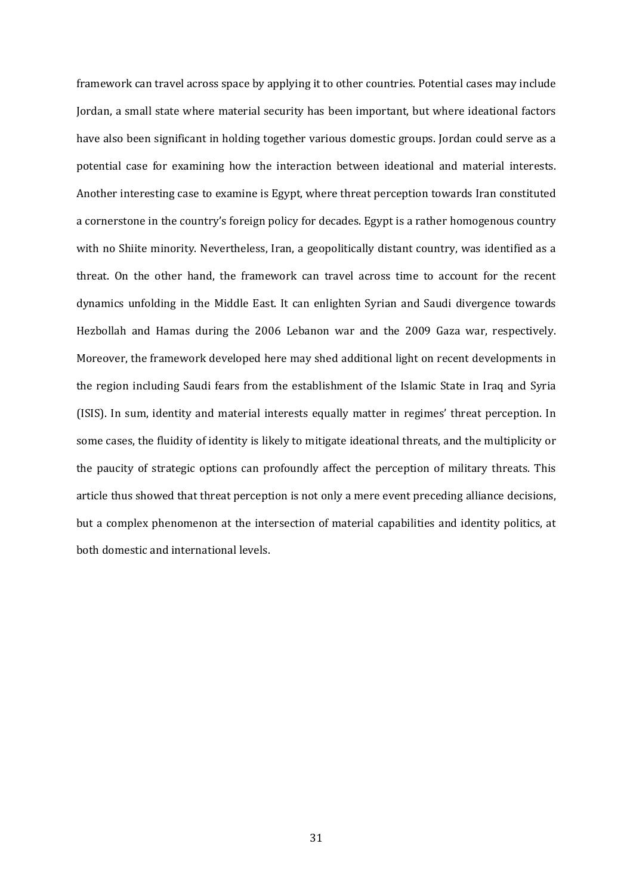framework can travel across space by applying it to other countries. Potential cases may include Jordan, a small state where material security has been important, but where ideational factors have also been significant in holding together various domestic groups. Jordan could serve as a potential case for examining how the interaction between ideational and material interests. Another interesting case to examine is Egypt, where threat perception towards Iran constituted a cornerstone in the country's foreign policy for decades. Egypt is a rather homogenous country with no Shiite minority. Nevertheless, Iran, a geopolitically distant country, was identified as a threat. On the other hand, the framework can travel across time to account for the recent dynamics unfolding in the Middle East. It can enlighten Syrian and Saudi divergence towards Hezbollah and Hamas during the 2006 Lebanon war and the 2009 Gaza war, respectively. Moreover, the framework developed here may shed additional light on recent developments in the region including Saudi fears from the establishment of the Islamic State in Iraq and Syria (ISIS). In sum, identity and material interests equally matter in regimes' threat perception. In some cases, the fluidity of identity is likely to mitigate ideational threats, and the multiplicity or the paucity of strategic options can profoundly affect the perception of military threats. This article thus showed that threat perception is not only a mere event preceding alliance decisions, but a complex phenomenon at the intersection of material capabilities and identity politics, at both domestic and international levels.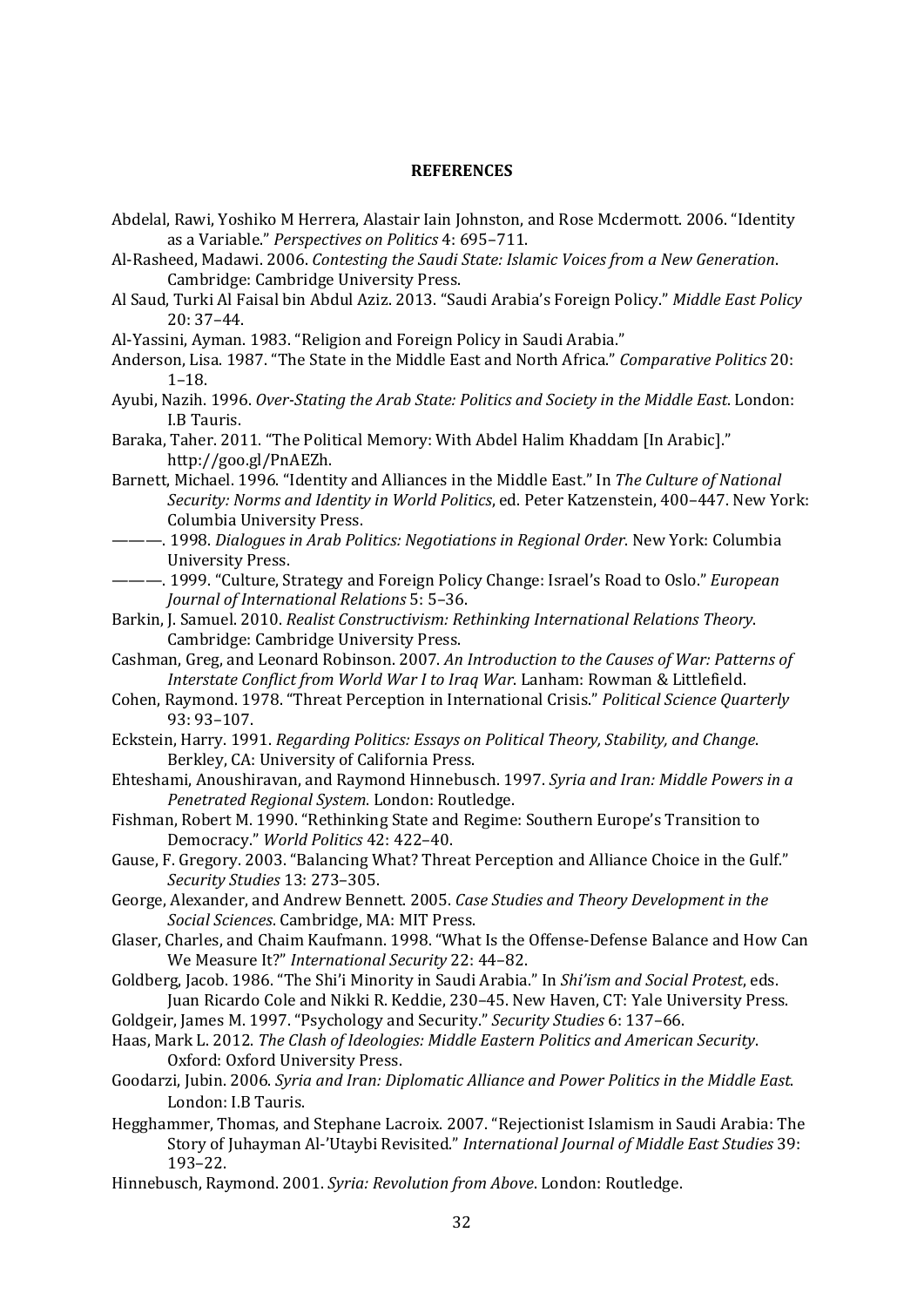**REFERENCES**

Abdelal, Rawi, Yoshiko M Herrera, Alastair Iain Johnston, and Rose Mcdermott. 2006. "Identity as a Variable." *Perspectives on Politics* 4: 695–711.

Al-Rasheed, Madawi. 2006. *Contesting the Saudi State: Islamic Voices from a New Generation*. Cambridge: Cambridge University Press.

Al Saud, Turki Al Faisal bin Abdul Aziz. 2013. "Saudi Arabia's Foreign Policy." *Middle East Policy* 20: 37–44.

Al-Yassini, Ayman. 1983. "Religion and Foreign Policy in Saudi Arabia."

Anderson, Lisa. 1987. "The State in the Middle East and North Africa." *Comparative Politics* 20: 1–18.

Ayubi, Nazih. 1996. *Over-Stating the Arab State: Politics and Society in the Middle East*. London: I.B Tauris.

Baraka, Taher. 2011. "The Political Memory: With Abdel Halim Khaddam [In Arabic]." http://goo.gl/PnAEZh.

Barnett, Michael. 1996. "Identity and Alliances in the Middle East." In *The Culture of National Security: Norms and Identity in World Politics*, ed. Peter Katzenstein, 400–447. New York: Columbia University Press.

———. 1998. *Dialogues in Arab Politics: Negotiations in Regional Order*. New York: Columbia University Press.

———. 1999. "Culture, Strategy and Foreign Policy Change: Israel's Road to Oslo." *European Journal of International Relations* 5: 5–36.

Barkin, J. Samuel. 2010. *Realist Constructivism: Rethinking International Relations Theory*. Cambridge: Cambridge University Press.

Cashman, Greg, and Leonard Robinson. 2007. *An Introduction to the Causes of War: Patterns of Interstate Conflict from World War I to Iraq War*. Lanham: Rowman & Littlefield.

Cohen, Raymond. 1978. "Threat Perception in International Crisis." *Political Science Quarterly* 93: 93–107.

Eckstein, Harry. 1991. *Regarding Politics: Essays on Political Theory, Stability, and Change*. Berkley, CA: University of California Press.

Ehteshami, Anoushiravan, and Raymond Hinnebusch. 1997. *Syria and Iran: Middle Powers in a Penetrated Regional System*. London: Routledge.

Fishman, Robert M. 1990. "Rethinking State and Regime: Southern Europe's Transition to Democracy." *World Politics* 42: 422–40.

Gause, F. Gregory. 2003. "Balancing What? Threat Perception and Alliance Choice in the Gulf." *Security Studies* 13: 273–305.

George, Alexander, and Andrew Bennett. 2005. *Case Studies and Theory Development in the Social Sciences*. Cambridge, MA: MIT Press.

Glaser, Charles, and Chaim Kaufmann. 1998. "What Is the Offense-Defense Balance and How Can We Measure It?" *International Security* 22: 44–82.

Goldberg, Jacob. 1986. "The Shi'i Minority in Saudi Arabia." In *Shi'ism and Social Protest*, eds. Juan Ricardo Cole and Nikki R. Keddie, 230–45. New Haven, CT: Yale University Press.

Goldgeir, James M. 1997. "Psychology and Security." *Security Studies* 6: 137–66.

Haas, Mark L. 2012. *The Clash of Ideologies: Middle Eastern Politics and American Security*. Oxford: Oxford University Press.

Goodarzi, Jubin. 2006. *Syria and Iran: Diplomatic Alliance and Power Politics in the Middle East*. London: I.B Tauris.

Hegghammer, Thomas, and Stephane Lacroix. 2007. "Rejectionist Islamism in Saudi Arabia: The Story of Juhayman Al-'Utaybi Revisited." *International Journal of Middle East Studies* 39: 193–22.

Hinnebusch, Raymond. 2001. *Syria: Revolution from Above*. London: Routledge.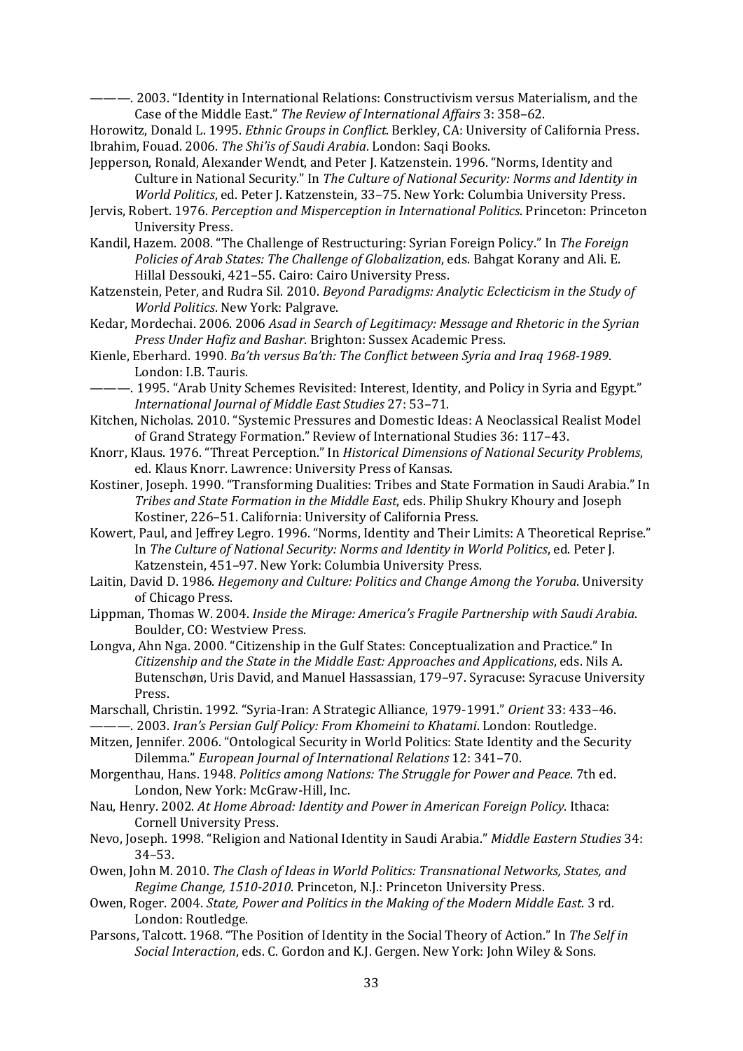———. 2003. “Identity in International Relations: Constructivism versus Materialism, and the Case of the Middle East.” *The Review of International Affairs* 3: 358–62.

Horowitz, Donald L. 1995. *Ethnic Groups in Conflict*. Berkley, CA: University of California Press.

Ibrahim, Fouad. 2006. *The Shi'is of Saudi Arabia*. London: Saqi Books.

Jepperson, Ronald, Alexander Wendt, and Peter J. Katzenstein. 1996. “Norms, Identity and Culture in National Security.” In *The Culture of National Security: Norms and Identity in World Politics*, ed. Peter J. Katzenstein, 33–75. New York: Columbia University Press.

Jervis, Robert. 1976. *Perception and Misperception in International Politics*. Princeton: Princeton University Press.

Kandil, Hazem. 2008. “The Challenge of Restructuring: Syrian Foreign Policy.” In *The Foreign Policies of Arab States: The Challenge of Globalization*, eds. Bahgat Korany and Ali. E. Hillal Dessouki, 421–55. Cairo: Cairo University Press.

Katzenstein, Peter, and Rudra Sil. 2010. *Beyond Paradigms: Analytic Eclecticism in the Study of World Politics*. New York: Palgrave.

Kedar, Mordechai. 2006. 2006 *Asad in Search of Legitimacy: Message and Rhetoric in the Syrian Press Under Hafiz and Bashar*. Brighton: Sussex Academic Press.

Kienle, Eberhard. 1990. *Ba'th versus Ba'th: The Conflict between Syria and Iraq 1968-1989*. London: I.B. Tauris.

———. 1995. “Arab Unity Schemes Revisited: Interest, Identity, and Policy in Syria and Egypt.” *International Journal of Middle East Studies* 27: 53–71.

Kitchen, Nicholas. 2010. “Systemic Pressures and Domestic Ideas: A Neoclassical Realist Model of Grand Strategy Formation.” Review of International Studies 36: 117–43.

Knorr, Klaus. 1976. “Threat Perception.” In *Historical Dimensions of National Security Problems*, ed. Klaus Knorr. Lawrence: University Press of Kansas.

Kostiner, Joseph. 1990. “Transforming Dualities: Tribes and State Formation in Saudi Arabia.” In *Tribes and State Formation in the Middle East*, eds. Philip Shukry Khoury and Joseph Kostiner, 226–51. California: University of California Press.

Kowert, Paul, and Jeffrey Legro. 1996. “Norms, Identity and Their Limits: A Theoretical Reprise.” In *The Culture of National Security: Norms and Identity in World Politics*, ed. Peter J. Katzenstein, 451–97. New York: Columbia University Press.

Laitin, David D. 1986. *Hegemony and Culture: Politics and Change Among the Yoruba*. University of Chicago Press.

Lippman, Thomas W. 2004. *Inside the Mirage: America's Fragile Partnership with Saudi Arabia*. Boulder, CO: Westview Press.

Longva, Ahn Nga. 2000. “Citizenship in the Gulf States: Conceptualization and Practice.” In *Citizenship and the State in the Middle East: Approaches and Applications*, eds. Nils A. Butenschøn, Uris David, and Manuel Hassassian, 179–97. Syracuse: Syracuse University Press.

Marschall, Christin. 1992. “Syria-Iran: A Strategic Alliance, 1979-1991.” *Orient* 33: 433–46.

———. 2003. *Iran's Persian Gulf Policy: From Khomeini to Khatami*. London: Routledge.

Mitzen, Jennifer. 2006. “Ontological Security in World Politics: State Identity and the Security Dilemma.” *European Journal of International Relations* 12: 341–70.

Morgenthau, Hans. 1948. *Politics among Nations: The Struggle for Power and Peace*. 7th ed. London, New York: McGraw-Hill, Inc.

Nau, Henry. 2002. *At Home Abroad: Identity and Power in American Foreign Policy*. Ithaca: Cornell University Press.

Nevo, Joseph. 1998. “Religion and National Identity in Saudi Arabia.” *Middle Eastern Studies* 34: 34–53.

Owen, John M. 2010. *The Clash of Ideas in World Politics: Transnational Networks, States, and Regime Change, 1510-2010*. Princeton, N.J.: Princeton University Press.

Owen, Roger. 2004. *State, Power and Politics in the Making of the Modern Middle East*. 3 rd. London: Routledge.

Parsons, Talcott. 1968. “The Position of Identity in the Social Theory of Action.” In *The Self in Social Interaction*, eds. C. Gordon and K.J. Gergen. New York: John Wiley & Sons.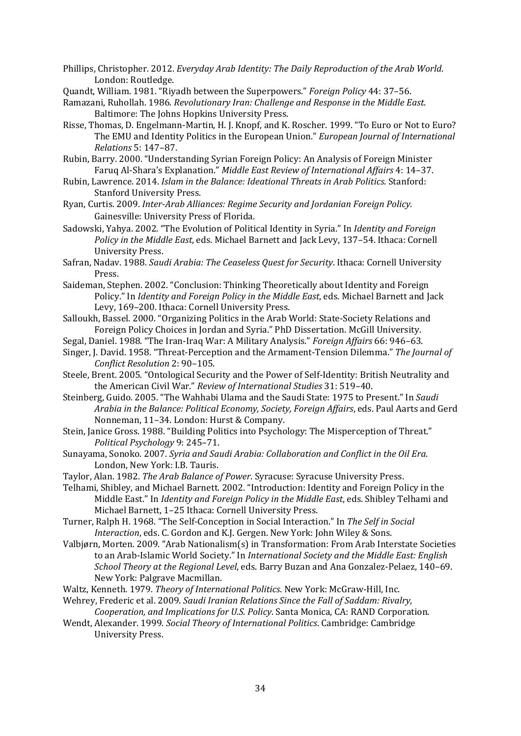Phillips, Christopher. 2012. *Everyday Arab Identity: The Daily Reproduction of the Arab World*. London: Routledge.

Quandt, William. 1981. "Riyadh between the Superpowers." *Foreign Policy* 44: 37–56.

Ramazani, Ruhollah. 1986. *Revolutionary Iran: Challenge and Response in the Middle East*. Baltimore: The Johns Hopkins University Press.

Risse, Thomas, D. Engelmann-Martin, H. J. Knopf, and K. Roscher. 1999. "To Euro or Not to Euro? The EMU and Identity Politics in the European Union." *European Journal of International Relations* 5: 147–87.

Rubin, Barry. 2000. "Understanding Syrian Foreign Policy: An Analysis of Foreign Minister Faruq Al-Shara's Explanation." *Middle East Review of International Affairs* 4: 14–37.

Rubin, Lawrence. 2014. *Islam in the Balance: Ideational Threats in Arab Politics*. Stanford: Stanford University Press.

Ryan, Curtis. 2009. *Inter-Arab Alliances: Regime Security and Jordanian Foreign Policy*. Gainesville: University Press of Florida.

Sadowski, Yahya. 2002. "The Evolution of Political Identity in Syria." In *Identity and Foreign Policy in the Middle East*, eds. Michael Barnett and Jack Levy, 137–54. Ithaca: Cornell University Press.

Safran, Nadav. 1988. *Saudi Arabia: The Ceaseless Quest for Security*. Ithaca: Cornell University Press.

Saideman, Stephen. 2002. "Conclusion: Thinking Theoretically about Identity and Foreign Policy." In *Identity and Foreign Policy in the Middle East*, eds. Michael Barnett and Jack Levy, 169–200. Ithaca: Cornell University Press.

Salloukh, Bassel. 2000. "Organizing Politics in the Arab World: State-Society Relations and Foreign Policy Choices in Jordan and Syria." PhD Dissertation. McGill University.

Segal, Daniel. 1988. "The Iran-Iraq War: A Military Analysis." *Foreign Affairs* 66: 946–63.

Singer, J. David. 1958. "Threat-Perception and the Armament-Tension Dilemma." *The Journal of Conflict Resolution* 2: 90–105.

Steele, Brent. 2005. "Ontological Security and the Power of Self-Identity: British Neutrality and the American Civil War." *Review of International Studies* 31: 519–40.

Steinberg, Guido. 2005. "The Wahhabi Ulama and the Saudi State: 1975 to Present." In *Saudi Arabia in the Balance: Political Economy, Society, Foreign Affairs*, eds. Paul Aarts and Gerd Nonneman, 11–34. London: Hurst & Company.

Stein, Janice Gross. 1988. "Building Politics into Psychology: The Misperception of Threat." *Political Psychology* 9: 245–71.

Sunayama, Sonoko. 2007. *Syria and Saudi Arabia: Collaboration and Conflict in the Oil Era*. London, New York: I.B. Tauris.

Taylor, Alan. 1982. *The Arab Balance of Power*. Syracuse: Syracuse University Press.

Telhami, Shibley, and Michael Barnett. 2002. "Introduction: Identity and Foreign Policy in the Middle East." In *Identity and Foreign Policy in the Middle East*, eds. Shibley Telhami and Michael Barnett, 1–25 Ithaca: Cornell University Press.

Turner, Ralph H. 1968. "The Self-Conception in Social Interaction." In *The Self in Social Interaction*, eds. C. Gordon and K.J. Gergen. New York: John Wiley & Sons.

Valbjørn, Morten. 2009. "Arab Nationalism(s) in Transformation: From Arab Interstate Societies to an Arab-Islamic World Society." In *International Society and the Middle East: English School Theory at the Regional Level*, eds. Barry Buzan and Ana Gonzalez-Pelaez, 140–69. New York: Palgrave Macmillan.

Waltz, Kenneth. 1979. *Theory of International Politics*. New York: McGraw-Hill, Inc.

Wehrey, Frederic et al. 2009. *Saudi Iranian Relations Since the Fall of Saddam: Rivalry, Cooperation, and Implications for U.S. Policy*. Santa Monica, CA: RAND Corporation.

Wendt, Alexander. 1999. *Social Theory of International Politics*. Cambridge: Cambridge University Press.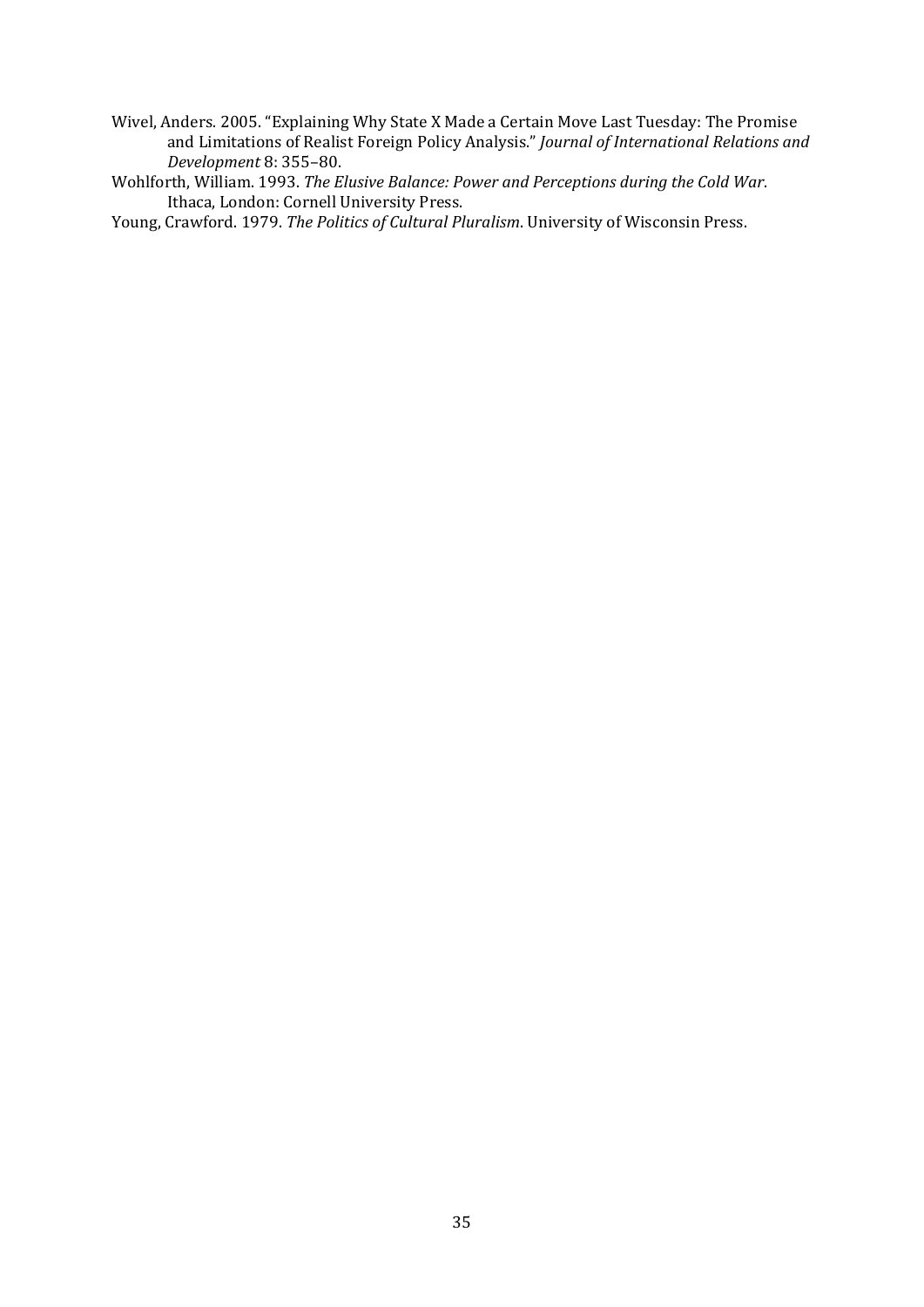Wivel, Anders. 2005. "Explaining Why State X Made a Certain Move Last Tuesday: The Promise and Limitations of Realist Foreign Policy Analysis." *Journal of International Relations and Development* 8: 355–80.

Wohlforth, William. 1993. *The Elusive Balance: Power and Perceptions during the Cold War*. Ithaca, London: Cornell University Press.

Young, Crawford. 1979. *The Politics of Cultural Pluralism*. University of Wisconsin Press.